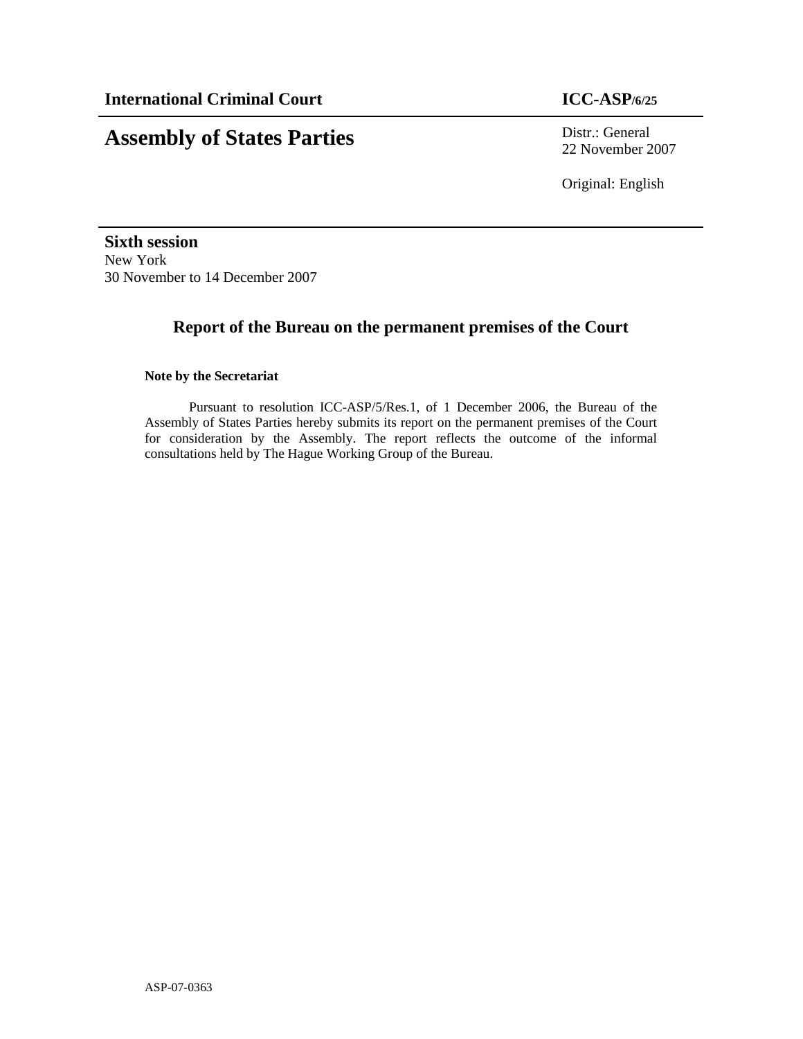**International Criminal Court** **ICC-ASP/6/25**

# Assembly of States Parties

Distr.: General
22 November 2007

Original: English

**Sixth session**
New York
30 November to 14 December 2007

## Report of the Bureau on the permanent premises of the Court

**Note by the Secretariat**

Pursuant to resolution ICC-ASP/5/Res.1, of 1 December 2006, the Bureau of the Assembly of States Parties hereby submits its report on the permanent premises of the Court for consideration by the Assembly. The report reflects the outcome of the informal consultations held by The Hague Working Group of the Bureau.

ASP-07-0363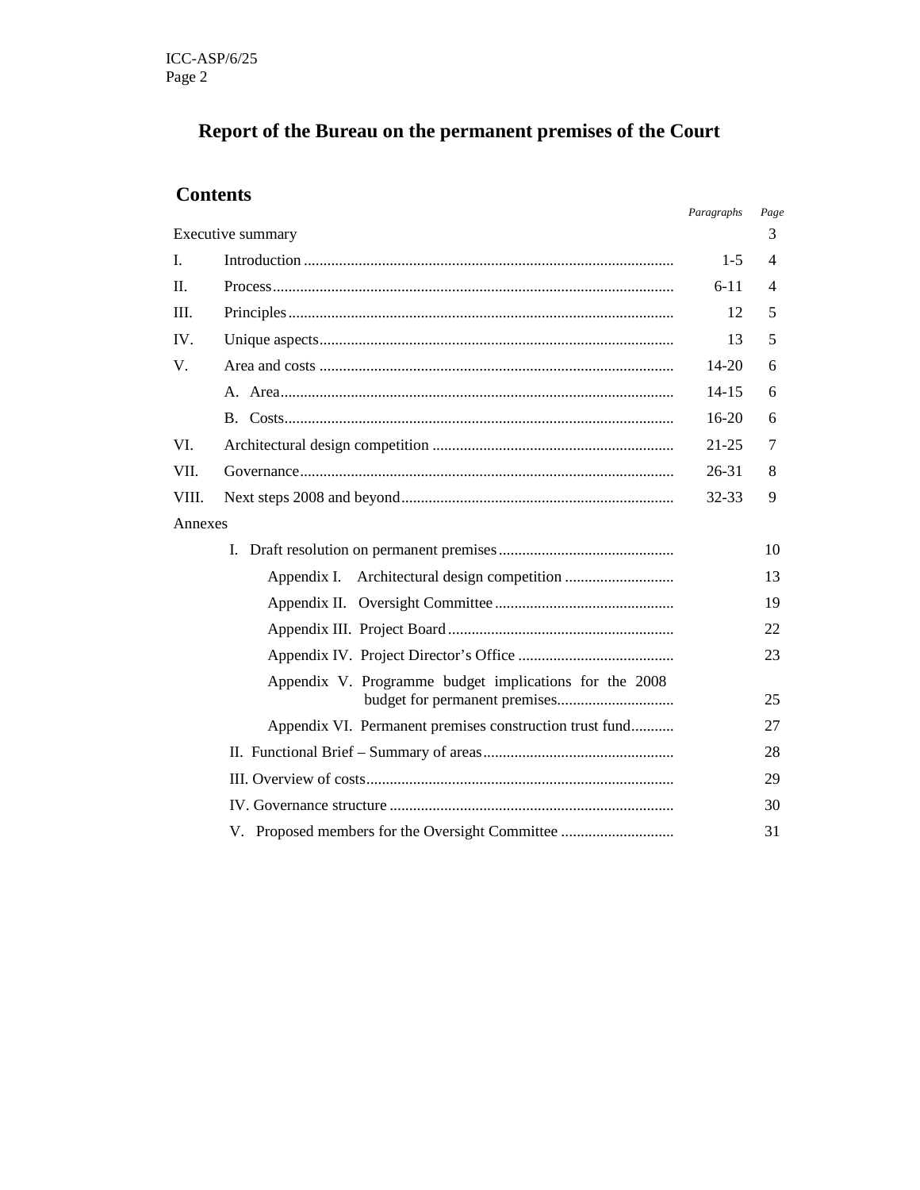# Report of the Bureau on the permanent premises of the Court

## Contents

| | | *Paragraphs* | *Page* |
|---|---|---|---|
| Executive summary | | | 3 |
| I. | Introduction | 1-5 | 4 |
| II. | Process | 6-11 | 4 |
| III. | Principles | 12 | 5 |
| IV. | Unique aspects | 13 | 5 |
| V. | Area and costs | 14-20 | 6 |
| | A. Area | 14-15 | 6 |
| | B. Costs | 16-20 | 6 |
| VI. | Architectural design competition | 21-25 | 7 |
| VII. | Governance | 26-31 | 8 |
| VIII. | Next steps 2008 and beyond | 32-33 | 9 |
| Annexes | | | |
| | I. Draft resolution on permanent premises | | 10 |
| | Appendix I. Architectural design competition | | 13 |
| | Appendix II. Oversight Committee | | 19 |
| | Appendix III. Project Board | | 22 |
| | Appendix IV. Project Director's Office | | 23 |
| | Appendix V. Programme budget implications for the 2008 budget for permanent premises | | 25 |
| | Appendix VI. Permanent premises construction trust fund | | 27 |
| | II. Functional Brief – Summary of areas | | 28 |
| | III. Overview of costs | | 29 |
| | IV. Governance structure | | 30 |
| | V. Proposed members for the Oversight Committee | | 31 |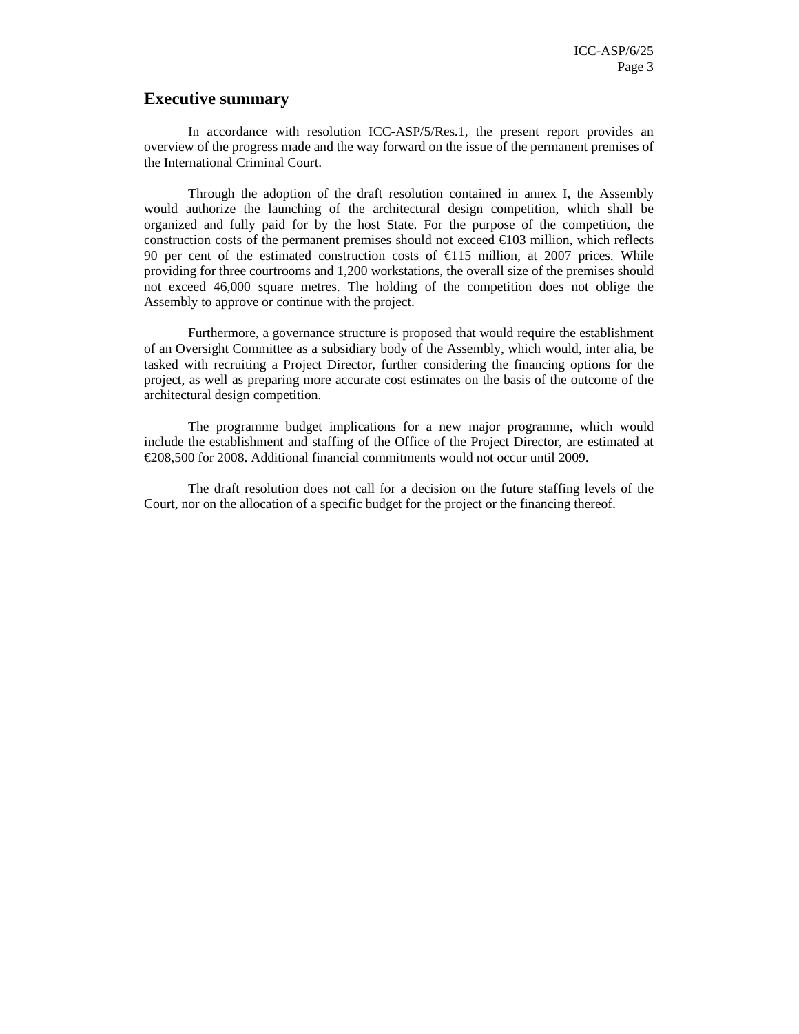## Executive summary

In accordance with resolution ICC-ASP/5/Res.1, the present report provides an overview of the progress made and the way forward on the issue of the permanent premises of the International Criminal Court.

Through the adoption of the draft resolution contained in annex I, the Assembly would authorize the launching of the architectural design competition, which shall be organized and fully paid for by the host State. For the purpose of the competition, the construction costs of the permanent premises should not exceed €103 million, which reflects 90 per cent of the estimated construction costs of €115 million, at 2007 prices. While providing for three courtrooms and 1,200 workstations, the overall size of the premises should not exceed 46,000 square metres. The holding of the competition does not oblige the Assembly to approve or continue with the project.

Furthermore, a governance structure is proposed that would require the establishment of an Oversight Committee as a subsidiary body of the Assembly, which would, inter alia, be tasked with recruiting a Project Director, further considering the financing options for the project, as well as preparing more accurate cost estimates on the basis of the outcome of the architectural design competition.

The programme budget implications for a new major programme, which would include the establishment and staffing of the Office of the Project Director, are estimated at €208,500 for 2008. Additional financial commitments would not occur until 2009.

The draft resolution does not call for a decision on the future staffing levels of the Court, nor on the allocation of a specific budget for the project or the financing thereof.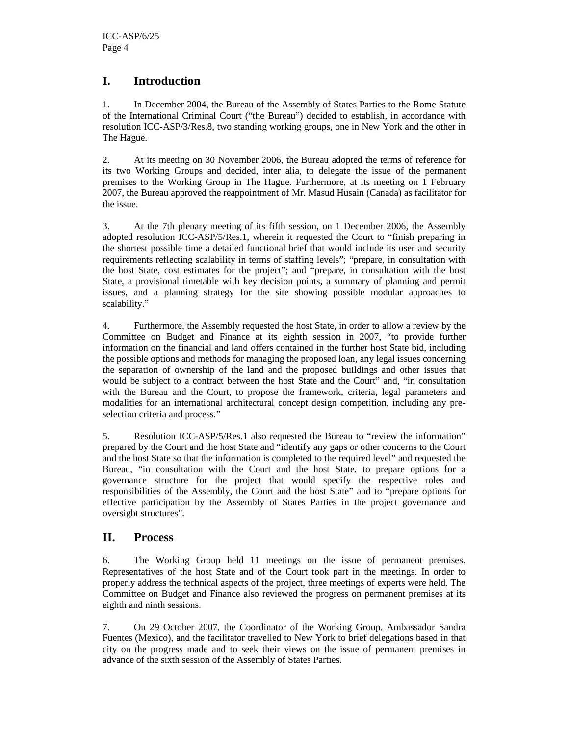## I. Introduction

1. In December 2004, the Bureau of the Assembly of States Parties to the Rome Statute of the International Criminal Court ("the Bureau") decided to establish, in accordance with resolution ICC-ASP/3/Res.8, two standing working groups, one in New York and the other in The Hague.

2. At its meeting on 30 November 2006, the Bureau adopted the terms of reference for its two Working Groups and decided, inter alia, to delegate the issue of the permanent premises to the Working Group in The Hague. Furthermore, at its meeting on 1 February 2007, the Bureau approved the reappointment of Mr. Masud Husain (Canada) as facilitator for the issue.

3. At the 7th plenary meeting of its fifth session, on 1 December 2006, the Assembly adopted resolution ICC-ASP/5/Res.1, wherein it requested the Court to "finish preparing in the shortest possible time a detailed functional brief that would include its user and security requirements reflecting scalability in terms of staffing levels"; "prepare, in consultation with the host State, cost estimates for the project"; and "prepare, in consultation with the host State, a provisional timetable with key decision points, a summary of planning and permit issues, and a planning strategy for the site showing possible modular approaches to scalability."

4. Furthermore, the Assembly requested the host State, in order to allow a review by the Committee on Budget and Finance at its eighth session in 2007, "to provide further information on the financial and land offers contained in the further host State bid, including the possible options and methods for managing the proposed loan, any legal issues concerning the separation of ownership of the land and the proposed buildings and other issues that would be subject to a contract between the host State and the Court" and, "in consultation with the Bureau and the Court, to propose the framework, criteria, legal parameters and modalities for an international architectural concept design competition, including any pre-selection criteria and process."

5. Resolution ICC-ASP/5/Res.1 also requested the Bureau to "review the information" prepared by the Court and the host State and "identify any gaps or other concerns to the Court and the host State so that the information is completed to the required level" and requested the Bureau, "in consultation with the Court and the host State, to prepare options for a governance structure for the project that would specify the respective roles and responsibilities of the Assembly, the Court and the host State" and to "prepare options for effective participation by the Assembly of States Parties in the project governance and oversight structures".

## II. Process

6. The Working Group held 11 meetings on the issue of permanent premises. Representatives of the host State and of the Court took part in the meetings. In order to properly address the technical aspects of the project, three meetings of experts were held. The Committee on Budget and Finance also reviewed the progress on permanent premises at its eighth and ninth sessions.

7. On 29 October 2007, the Coordinator of the Working Group, Ambassador Sandra Fuentes (Mexico), and the facilitator travelled to New York to brief delegations based in that city on the progress made and to seek their views on the issue of permanent premises in advance of the sixth session of the Assembly of States Parties.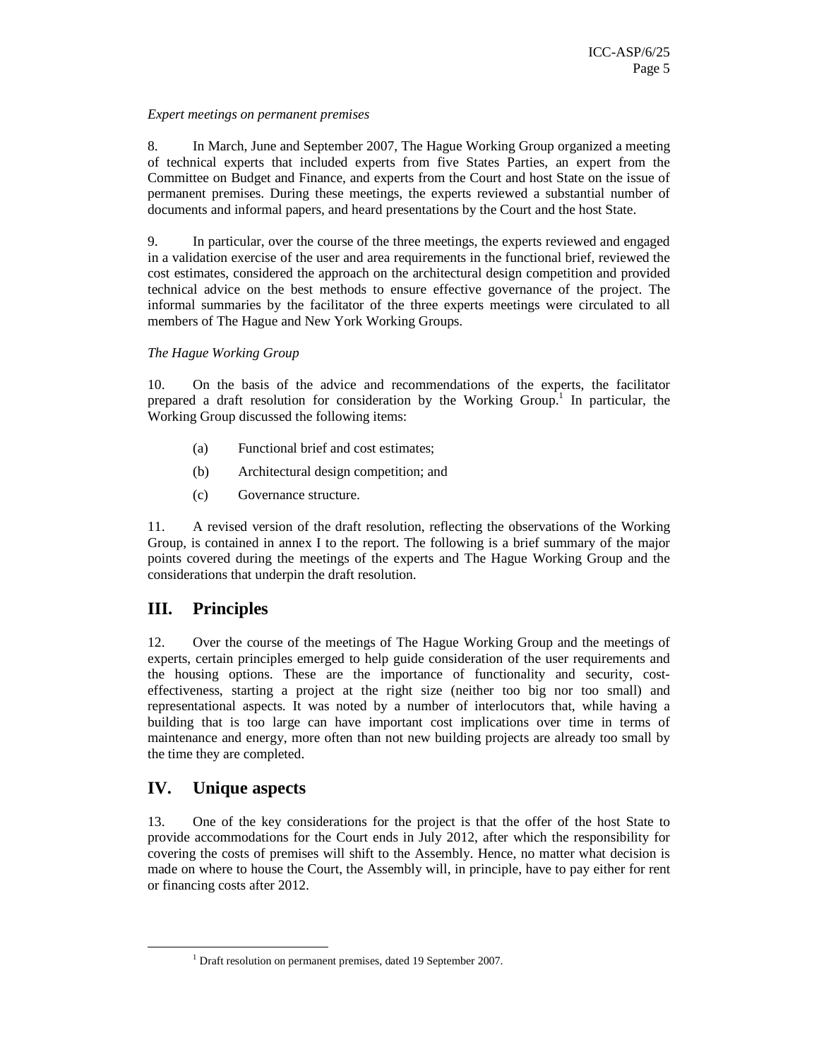*Expert meetings on permanent premises*

8. In March, June and September 2007, The Hague Working Group organized a meeting of technical experts that included experts from five States Parties, an expert from the Committee on Budget and Finance, and experts from the Court and host State on the issue of permanent premises. During these meetings, the experts reviewed a substantial number of documents and informal papers, and heard presentations by the Court and the host State.

9. In particular, over the course of the three meetings, the experts reviewed and engaged in a validation exercise of the user and area requirements in the functional brief, reviewed the cost estimates, considered the approach on the architectural design competition and provided technical advice on the best methods to ensure effective governance of the project. The informal summaries by the facilitator of the three experts meetings were circulated to all members of The Hague and New York Working Groups.

*The Hague Working Group*

10. On the basis of the advice and recommendations of the experts, the facilitator prepared a draft resolution for consideration by the Working Group.[1] In particular, the Working Group discussed the following items:

(a) Functional brief and cost estimates;

(b) Architectural design competition; and

(c) Governance structure.

11. A revised version of the draft resolution, reflecting the observations of the Working Group, is contained in annex I to the report. The following is a brief summary of the major points covered during the meetings of the experts and The Hague Working Group and the considerations that underpin the draft resolution.

## III. Principles

12. Over the course of the meetings of The Hague Working Group and the meetings of experts, certain principles emerged to help guide consideration of the user requirements and the housing options. These are the importance of functionality and security, cost-effectiveness, starting a project at the right size (neither too big nor too small) and representational aspects. It was noted by a number of interlocutors that, while having a building that is too large can have important cost implications over time in terms of maintenance and energy, more often than not new building projects are already too small by the time they are completed.

## IV. Unique aspects

13. One of the key considerations for the project is that the offer of the host State to provide accommodations for the Court ends in July 2012, after which the responsibility for covering the costs of premises will shift to the Assembly. Hence, no matter what decision is made on where to house the Court, the Assembly will, in principle, have to pay either for rent or financing costs after 2012.

---

[1] Draft resolution on permanent premises, dated 19 September 2007.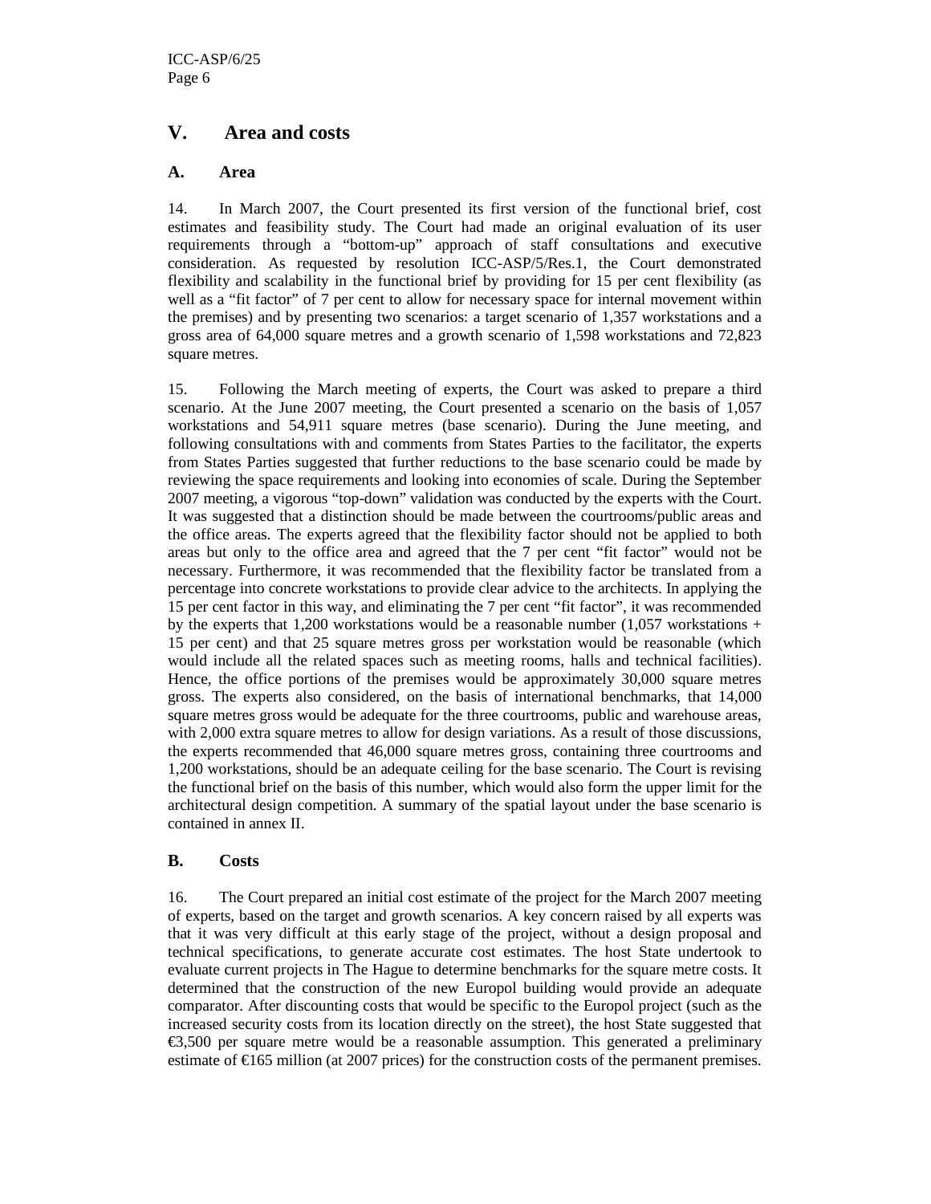# V. Area and costs

## A. Area

14. In March 2007, the Court presented its first version of the functional brief, cost estimates and feasibility study. The Court had made an original evaluation of its user requirements through a "bottom-up" approach of staff consultations and executive consideration. As requested by resolution ICC-ASP/5/Res.1, the Court demonstrated flexibility and scalability in the functional brief by providing for 15 per cent flexibility (as well as a "fit factor" of 7 per cent to allow for necessary space for internal movement within the premises) and by presenting two scenarios: a target scenario of 1,357 workstations and a gross area of 64,000 square metres and a growth scenario of 1,598 workstations and 72,823 square metres.

15. Following the March meeting of experts, the Court was asked to prepare a third scenario. At the June 2007 meeting, the Court presented a scenario on the basis of 1,057 workstations and 54,911 square metres (base scenario). During the June meeting, and following consultations with and comments from States Parties to the facilitator, the experts from States Parties suggested that further reductions to the base scenario could be made by reviewing the space requirements and looking into economies of scale. During the September 2007 meeting, a vigorous "top-down" validation was conducted by the experts with the Court. It was suggested that a distinction should be made between the courtrooms/public areas and the office areas. The experts agreed that the flexibility factor should not be applied to both areas but only to the office area and agreed that the 7 per cent "fit factor" would not be necessary. Furthermore, it was recommended that the flexibility factor be translated from a percentage into concrete workstations to provide clear advice to the architects. In applying the 15 per cent factor in this way, and eliminating the 7 per cent "fit factor", it was recommended by the experts that 1,200 workstations would be a reasonable number (1,057 workstations + 15 per cent) and that 25 square metres gross per workstation would be reasonable (which would include all the related spaces such as meeting rooms, halls and technical facilities). Hence, the office portions of the premises would be approximately 30,000 square metres gross. The experts also considered, on the basis of international benchmarks, that 14,000 square metres gross would be adequate for the three courtrooms, public and warehouse areas, with 2,000 extra square metres to allow for design variations. As a result of those discussions, the experts recommended that 46,000 square metres gross, containing three courtrooms and 1,200 workstations, should be an adequate ceiling for the base scenario. The Court is revising the functional brief on the basis of this number, which would also form the upper limit for the architectural design competition. A summary of the spatial layout under the base scenario is contained in annex II.

## B. Costs

16. The Court prepared an initial cost estimate of the project for the March 2007 meeting of experts, based on the target and growth scenarios. A key concern raised by all experts was that it was very difficult at this early stage of the project, without a design proposal and technical specifications, to generate accurate cost estimates. The host State undertook to evaluate current projects in The Hague to determine benchmarks for the square metre costs. It determined that the construction of the new Europol building would provide an adequate comparator. After discounting costs that would be specific to the Europol project (such as the increased security costs from its location directly on the street), the host State suggested that €3,500 per square metre would be a reasonable assumption. This generated a preliminary estimate of €165 million (at 2007 prices) for the construction costs of the permanent premises.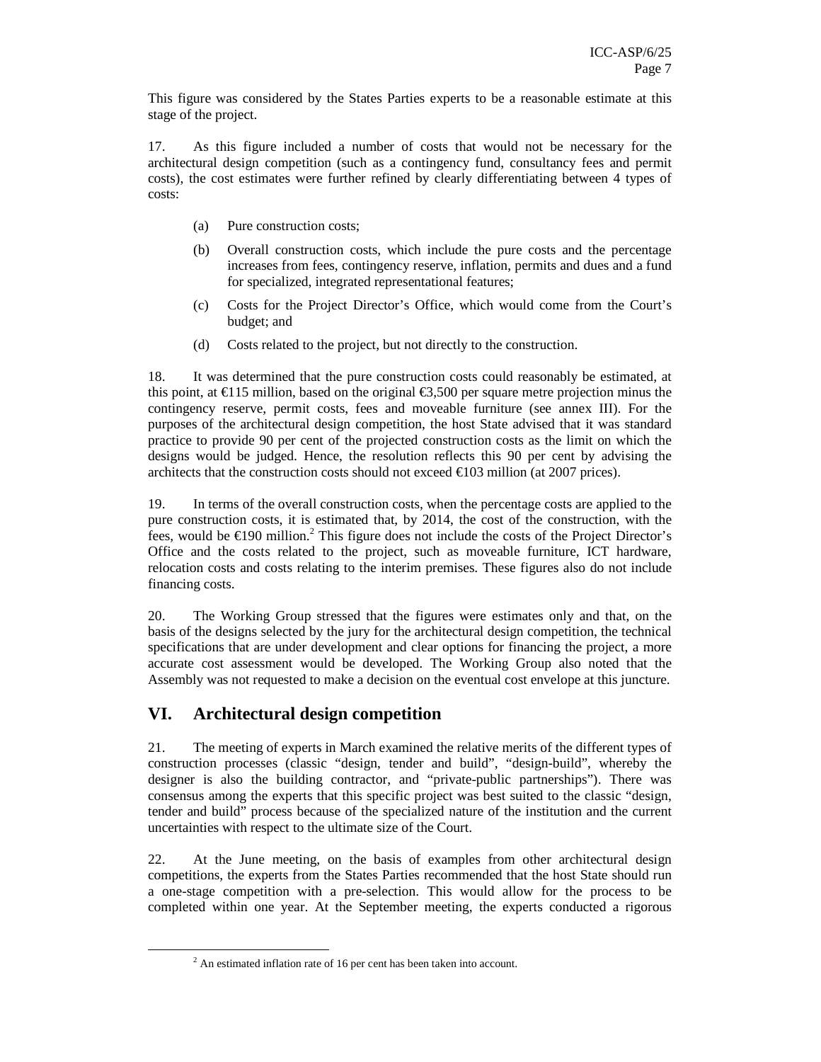This figure was considered by the States Parties experts to be a reasonable estimate at this stage of the project.

17. As this figure included a number of costs that would not be necessary for the architectural design competition (such as a contingency fund, consultancy fees and permit costs), the cost estimates were further refined by clearly differentiating between 4 types of costs:

(a) Pure construction costs;

(b) Overall construction costs, which include the pure costs and the percentage increases from fees, contingency reserve, inflation, permits and dues and a fund for specialized, integrated representational features;

(c) Costs for the Project Director's Office, which would come from the Court's budget; and

(d) Costs related to the project, but not directly to the construction.

18. It was determined that the pure construction costs could reasonably be estimated, at this point, at €115 million, based on the original €3,500 per square metre projection minus the contingency reserve, permit costs, fees and moveable furniture (see annex III). For the purposes of the architectural design competition, the host State advised that it was standard practice to provide 90 per cent of the projected construction costs as the limit on which the designs would be judged. Hence, the resolution reflects this 90 per cent by advising the architects that the construction costs should not exceed €103 million (at 2007 prices).

19. In terms of the overall construction costs, when the percentage costs are applied to the pure construction costs, it is estimated that, by 2014, the cost of the construction, with the fees, would be €190 million.[2] This figure does not include the costs of the Project Director's Office and the costs related to the project, such as moveable furniture, ICT hardware, relocation costs and costs relating to the interim premises. These figures also do not include financing costs.

20. The Working Group stressed that the figures were estimates only and that, on the basis of the designs selected by the jury for the architectural design competition, the technical specifications that are under development and clear options for financing the project, a more accurate cost assessment would be developed. The Working Group also noted that the Assembly was not requested to make a decision on the eventual cost envelope at this juncture.

## VI. Architectural design competition

21. The meeting of experts in March examined the relative merits of the different types of construction processes (classic "design, tender and build", "design-build", whereby the designer is also the building contractor, and "private-public partnerships"). There was consensus among the experts that this specific project was best suited to the classic "design, tender and build" process because of the specialized nature of the institution and the current uncertainties with respect to the ultimate size of the Court.

22. At the June meeting, on the basis of examples from other architectural design competitions, the experts from the States Parties recommended that the host State should run a one-stage competition with a pre-selection. This would allow for the process to be completed within one year. At the September meeting, the experts conducted a rigorous

[2] An estimated inflation rate of 16 per cent has been taken into account.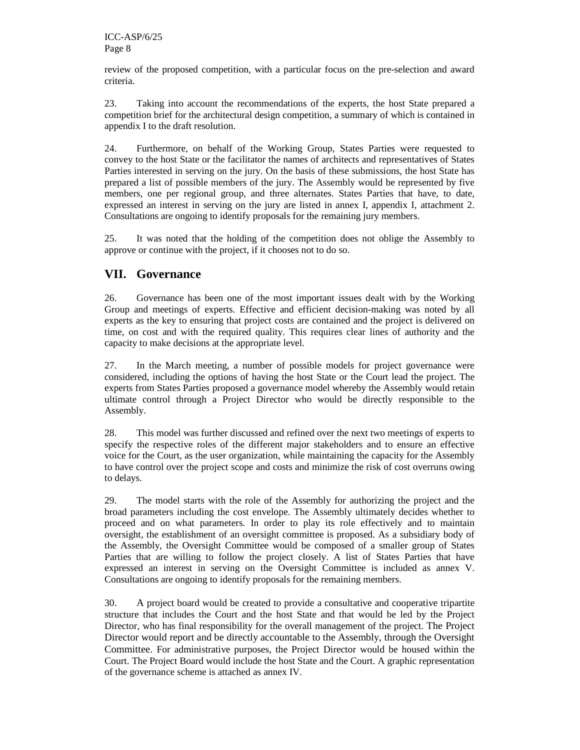review of the proposed competition, with a particular focus on the pre-selection and award criteria.

23. Taking into account the recommendations of the experts, the host State prepared a competition brief for the architectural design competition, a summary of which is contained in appendix I to the draft resolution.

24. Furthermore, on behalf of the Working Group, States Parties were requested to convey to the host State or the facilitator the names of architects and representatives of States Parties interested in serving on the jury. On the basis of these submissions, the host State has prepared a list of possible members of the jury. The Assembly would be represented by five members, one per regional group, and three alternates. States Parties that have, to date, expressed an interest in serving on the jury are listed in annex I, appendix I, attachment 2. Consultations are ongoing to identify proposals for the remaining jury members.

25. It was noted that the holding of the competition does not oblige the Assembly to approve or continue with the project, if it chooses not to do so.

## VII. Governance

26. Governance has been one of the most important issues dealt with by the Working Group and meetings of experts. Effective and efficient decision-making was noted by all experts as the key to ensuring that project costs are contained and the project is delivered on time, on cost and with the required quality. This requires clear lines of authority and the capacity to make decisions at the appropriate level.

27. In the March meeting, a number of possible models for project governance were considered, including the options of having the host State or the Court lead the project. The experts from States Parties proposed a governance model whereby the Assembly would retain ultimate control through a Project Director who would be directly responsible to the Assembly.

28. This model was further discussed and refined over the next two meetings of experts to specify the respective roles of the different major stakeholders and to ensure an effective voice for the Court, as the user organization, while maintaining the capacity for the Assembly to have control over the project scope and costs and minimize the risk of cost overruns owing to delays.

29. The model starts with the role of the Assembly for authorizing the project and the broad parameters including the cost envelope. The Assembly ultimately decides whether to proceed and on what parameters. In order to play its role effectively and to maintain oversight, the establishment of an oversight committee is proposed. As a subsidiary body of the Assembly, the Oversight Committee would be composed of a smaller group of States Parties that are willing to follow the project closely. A list of States Parties that have expressed an interest in serving on the Oversight Committee is included as annex V. Consultations are ongoing to identify proposals for the remaining members.

30. A project board would be created to provide a consultative and cooperative tripartite structure that includes the Court and the host State and that would be led by the Project Director, who has final responsibility for the overall management of the project. The Project Director would report and be directly accountable to the Assembly, through the Oversight Committee. For administrative purposes, the Project Director would be housed within the Court. The Project Board would include the host State and the Court. A graphic representation of the governance scheme is attached as annex IV.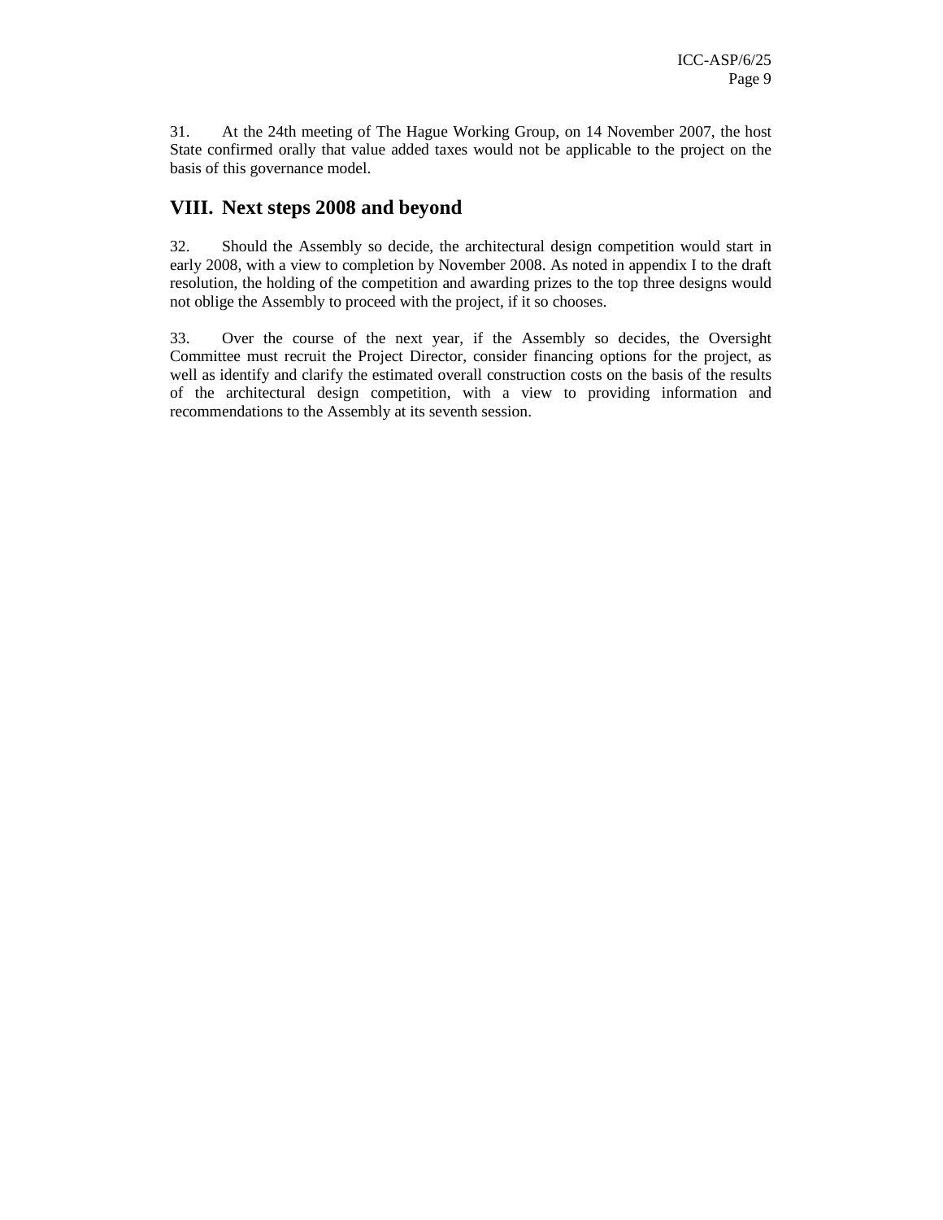31. At the 24th meeting of The Hague Working Group, on 14 November 2007, the host State confirmed orally that value added taxes would not be applicable to the project on the basis of this governance model.

## VIII. Next steps 2008 and beyond

32. Should the Assembly so decide, the architectural design competition would start in early 2008, with a view to completion by November 2008. As noted in appendix I to the draft resolution, the holding of the competition and awarding prizes to the top three designs would not oblige the Assembly to proceed with the project, if it so chooses.

33. Over the course of the next year, if the Assembly so decides, the Oversight Committee must recruit the Project Director, consider financing options for the project, as well as identify and clarify the estimated overall construction costs on the basis of the results of the architectural design competition, with a view to providing information and recommendations to the Assembly at its seventh session.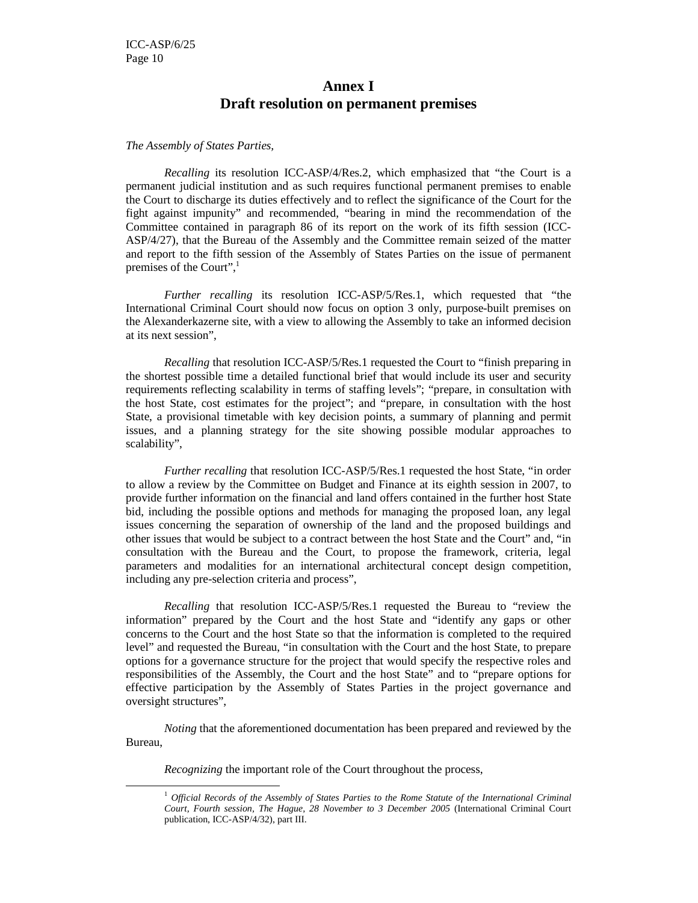# Annex I
# Draft resolution on permanent premises

*The Assembly of States Parties,*

*Recalling* its resolution ICC-ASP/4/Res.2, which emphasized that "the Court is a permanent judicial institution and as such requires functional permanent premises to enable the Court to discharge its duties effectively and to reflect the significance of the Court for the fight against impunity" and recommended, "bearing in mind the recommendation of the Committee contained in paragraph 86 of its report on the work of its fifth session (ICC-ASP/4/27), that the Bureau of the Assembly and the Committee remain seized of the matter and report to the fifth session of the Assembly of States Parties on the issue of permanent premises of the Court",[1]

*Further recalling* its resolution ICC-ASP/5/Res.1, which requested that "the International Criminal Court should now focus on option 3 only, purpose-built premises on the Alexanderkazerne site, with a view to allowing the Assembly to take an informed decision at its next session",

*Recalling* that resolution ICC-ASP/5/Res.1 requested the Court to "finish preparing in the shortest possible time a detailed functional brief that would include its user and security requirements reflecting scalability in terms of staffing levels"; "prepare, in consultation with the host State, cost estimates for the project"; and "prepare, in consultation with the host State, a provisional timetable with key decision points, a summary of planning and permit issues, and a planning strategy for the site showing possible modular approaches to scalability",

*Further recalling* that resolution ICC-ASP/5/Res.1 requested the host State, "in order to allow a review by the Committee on Budget and Finance at its eighth session in 2007, to provide further information on the financial and land offers contained in the further host State bid, including the possible options and methods for managing the proposed loan, any legal issues concerning the separation of ownership of the land and the proposed buildings and other issues that would be subject to a contract between the host State and the Court" and, "in consultation with the Bureau and the Court, to propose the framework, criteria, legal parameters and modalities for an international architectural concept design competition, including any pre-selection criteria and process",

*Recalling* that resolution ICC-ASP/5/Res.1 requested the Bureau to "review the information" prepared by the Court and the host State and "identify any gaps or other concerns to the Court and the host State so that the information is completed to the required level" and requested the Bureau, "in consultation with the Court and the host State, to prepare options for a governance structure for the project that would specify the respective roles and responsibilities of the Assembly, the Court and the host State" and to "prepare options for effective participation by the Assembly of States Parties in the project governance and oversight structures",

*Noting* that the aforementioned documentation has been prepared and reviewed by the Bureau,

*Recognizing* the important role of the Court throughout the process,

[1] *Official Records of the Assembly of States Parties to the Rome Statute of the International Criminal Court, Fourth session, The Hague, 28 November to 3 December 2005* (International Criminal Court publication, ICC-ASP/4/32), part III.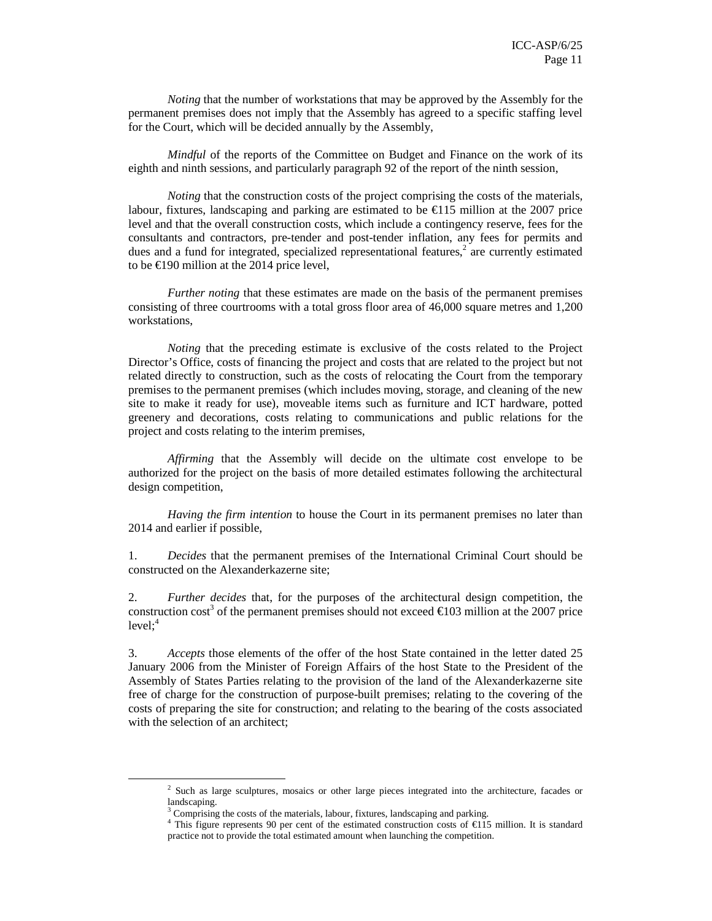*Noting* that the number of workstations that may be approved by the Assembly for the permanent premises does not imply that the Assembly has agreed to a specific staffing level for the Court, which will be decided annually by the Assembly,

*Mindful* of the reports of the Committee on Budget and Finance on the work of its eighth and ninth sessions, and particularly paragraph 92 of the report of the ninth session,

*Noting* that the construction costs of the project comprising the costs of the materials, labour, fixtures, landscaping and parking are estimated to be €115 million at the 2007 price level and that the overall construction costs, which include a contingency reserve, fees for the consultants and contractors, pre-tender and post-tender inflation, any fees for permits and dues and a fund for integrated, specialized representational features,[2] are currently estimated to be €190 million at the 2014 price level,

*Further noting* that these estimates are made on the basis of the permanent premises consisting of three courtrooms with a total gross floor area of 46,000 square metres and 1,200 workstations,

*Noting* that the preceding estimate is exclusive of the costs related to the Project Director's Office, costs of financing the project and costs that are related to the project but not related directly to construction, such as the costs of relocating the Court from the temporary premises to the permanent premises (which includes moving, storage, and cleaning of the new site to make it ready for use), moveable items such as furniture and ICT hardware, potted greenery and decorations, costs relating to communications and public relations for the project and costs relating to the interim premises,

*Affirming* that the Assembly will decide on the ultimate cost envelope to be authorized for the project on the basis of more detailed estimates following the architectural design competition,

*Having the firm intention* to house the Court in its permanent premises no later than 2014 and earlier if possible,

1. *Decides* that the permanent premises of the International Criminal Court should be constructed on the Alexanderkazerne site;

2. *Further decides* that, for the purposes of the architectural design competition, the construction cost[3] of the permanent premises should not exceed €103 million at the 2007 price level;[4]

3. *Accepts* those elements of the offer of the host State contained in the letter dated 25 January 2006 from the Minister of Foreign Affairs of the host State to the President of the Assembly of States Parties relating to the provision of the land of the Alexanderkazerne site free of charge for the construction of purpose-built premises; relating to the covering of the costs of preparing the site for construction; and relating to the bearing of the costs associated with the selection of an architect;

---

[2] Such as large sculptures, mosaics or other large pieces integrated into the architecture, facades or landscaping.

[3] Comprising the costs of the materials, labour, fixtures, landscaping and parking.

[4] This figure represents 90 per cent of the estimated construction costs of €115 million. It is standard practice not to provide the total estimated amount when launching the competition.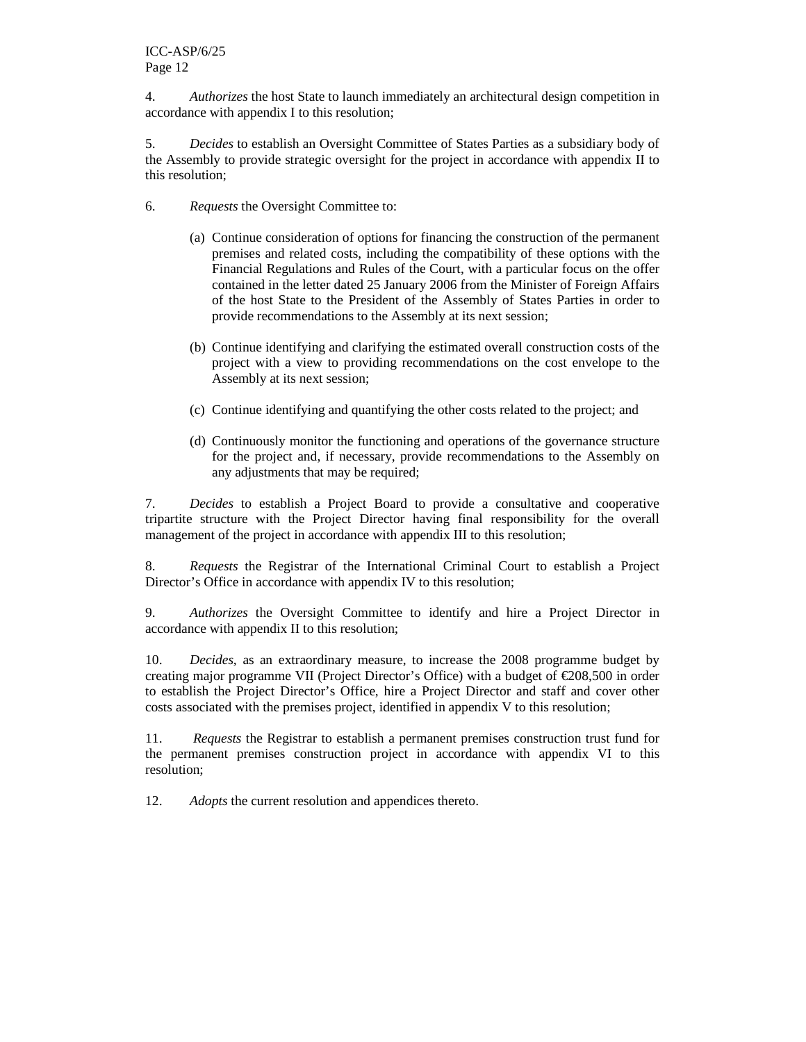4. *Authorizes* the host State to launch immediately an architectural design competition in accordance with appendix I to this resolution;

5. *Decides* to establish an Oversight Committee of States Parties as a subsidiary body of the Assembly to provide strategic oversight for the project in accordance with appendix II to this resolution;

6. *Requests* the Oversight Committee to:

   (a) Continue consideration of options for financing the construction of the permanent premises and related costs, including the compatibility of these options with the Financial Regulations and Rules of the Court, with a particular focus on the offer contained in the letter dated 25 January 2006 from the Minister of Foreign Affairs of the host State to the President of the Assembly of States Parties in order to provide recommendations to the Assembly at its next session;

   (b) Continue identifying and clarifying the estimated overall construction costs of the project with a view to providing recommendations on the cost envelope to the Assembly at its next session;

   (c) Continue identifying and quantifying the other costs related to the project; and

   (d) Continuously monitor the functioning and operations of the governance structure for the project and, if necessary, provide recommendations to the Assembly on any adjustments that may be required;

7. *Decides* to establish a Project Board to provide a consultative and cooperative tripartite structure with the Project Director having final responsibility for the overall management of the project in accordance with appendix III to this resolution;

8. *Requests* the Registrar of the International Criminal Court to establish a Project Director's Office in accordance with appendix IV to this resolution;

9. *Authorizes* the Oversight Committee to identify and hire a Project Director in accordance with appendix II to this resolution;

10. *Decides*, as an extraordinary measure, to increase the 2008 programme budget by creating major programme VII (Project Director's Office) with a budget of €208,500 in order to establish the Project Director's Office, hire a Project Director and staff and cover other costs associated with the premises project, identified in appendix V to this resolution;

11. *Requests* the Registrar to establish a permanent premises construction trust fund for the permanent premises construction project in accordance with appendix VI to this resolution;

12. *Adopts* the current resolution and appendices thereto.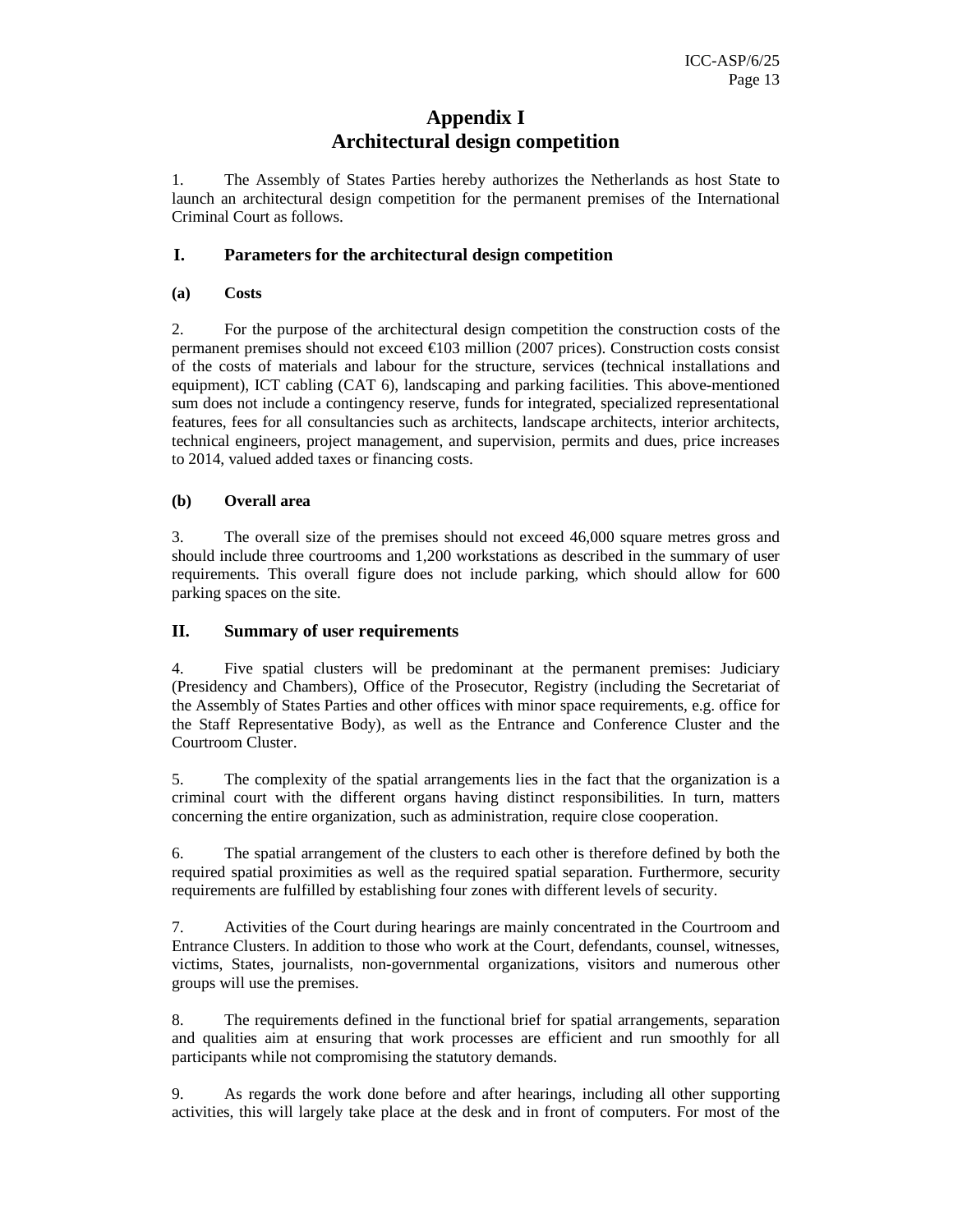# Appendix I
# Architectural design competition

1. The Assembly of States Parties hereby authorizes the Netherlands as host State to launch an architectural design competition for the permanent premises of the International Criminal Court as follows.

## I. Parameters for the architectural design competition

### (a) Costs

2. For the purpose of the architectural design competition the construction costs of the permanent premises should not exceed €103 million (2007 prices). Construction costs consist of the costs of materials and labour for the structure, services (technical installations and equipment), ICT cabling (CAT 6), landscaping and parking facilities. This above-mentioned sum does not include a contingency reserve, funds for integrated, specialized representational features, fees for all consultancies such as architects, landscape architects, interior architects, technical engineers, project management, and supervision, permits and dues, price increases to 2014, valued added taxes or financing costs.

### (b) Overall area

3. The overall size of the premises should not exceed 46,000 square metres gross and should include three courtrooms and 1,200 workstations as described in the summary of user requirements. This overall figure does not include parking, which should allow for 600 parking spaces on the site.

## II. Summary of user requirements

4. Five spatial clusters will be predominant at the permanent premises: Judiciary (Presidency and Chambers), Office of the Prosecutor, Registry (including the Secretariat of the Assembly of States Parties and other offices with minor space requirements, e.g. office for the Staff Representative Body), as well as the Entrance and Conference Cluster and the Courtroom Cluster.

5. The complexity of the spatial arrangements lies in the fact that the organization is a criminal court with the different organs having distinct responsibilities. In turn, matters concerning the entire organization, such as administration, require close cooperation.

6. The spatial arrangement of the clusters to each other is therefore defined by both the required spatial proximities as well as the required spatial separation. Furthermore, security requirements are fulfilled by establishing four zones with different levels of security.

7. Activities of the Court during hearings are mainly concentrated in the Courtroom and Entrance Clusters. In addition to those who work at the Court, defendants, counsel, witnesses, victims, States, journalists, non-governmental organizations, visitors and numerous other groups will use the premises.

8. The requirements defined in the functional brief for spatial arrangements, separation and qualities aim at ensuring that work processes are efficient and run smoothly for all participants while not compromising the statutory demands.

9. As regards the work done before and after hearings, including all other supporting activities, this will largely take place at the desk and in front of computers. For most of the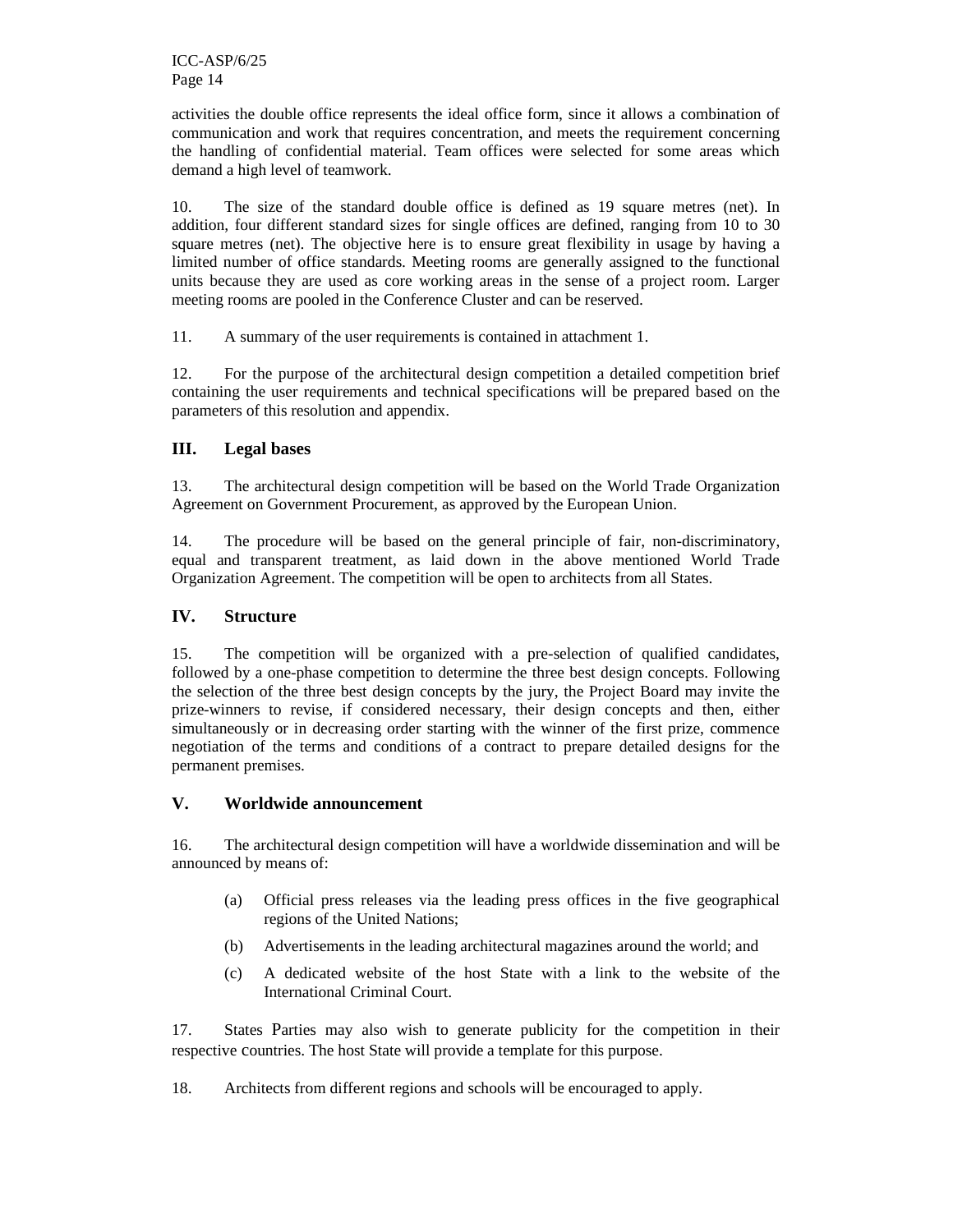activities the double office represents the ideal office form, since it allows a combination of communication and work that requires concentration, and meets the requirement concerning the handling of confidential material. Team offices were selected for some areas which demand a high level of teamwork.

10. The size of the standard double office is defined as 19 square metres (net). In addition, four different standard sizes for single offices are defined, ranging from 10 to 30 square metres (net). The objective here is to ensure great flexibility in usage by having a limited number of office standards. Meeting rooms are generally assigned to the functional units because they are used as core working areas in the sense of a project room. Larger meeting rooms are pooled in the Conference Cluster and can be reserved.

11. A summary of the user requirements is contained in attachment 1.

12. For the purpose of the architectural design competition a detailed competition brief containing the user requirements and technical specifications will be prepared based on the parameters of this resolution and appendix.

## III. Legal bases

13. The architectural design competition will be based on the World Trade Organization Agreement on Government Procurement, as approved by the European Union.

14. The procedure will be based on the general principle of fair, non-discriminatory, equal and transparent treatment, as laid down in the above mentioned World Trade Organization Agreement. The competition will be open to architects from all States.

## IV. Structure

15. The competition will be organized with a pre-selection of qualified candidates, followed by a one-phase competition to determine the three best design concepts. Following the selection of the three best design concepts by the jury, the Project Board may invite the prize-winners to revise, if considered necessary, their design concepts and then, either simultaneously or in decreasing order starting with the winner of the first prize, commence negotiation of the terms and conditions of a contract to prepare detailed designs for the permanent premises.

## V. Worldwide announcement

16. The architectural design competition will have a worldwide dissemination and will be announced by means of:

(a) Official press releases via the leading press offices in the five geographical regions of the United Nations;

(b) Advertisements in the leading architectural magazines around the world; and

(c) A dedicated website of the host State with a link to the website of the International Criminal Court.

17. States Parties may also wish to generate publicity for the competition in their respective countries. The host State will provide a template for this purpose.

18. Architects from different regions and schools will be encouraged to apply.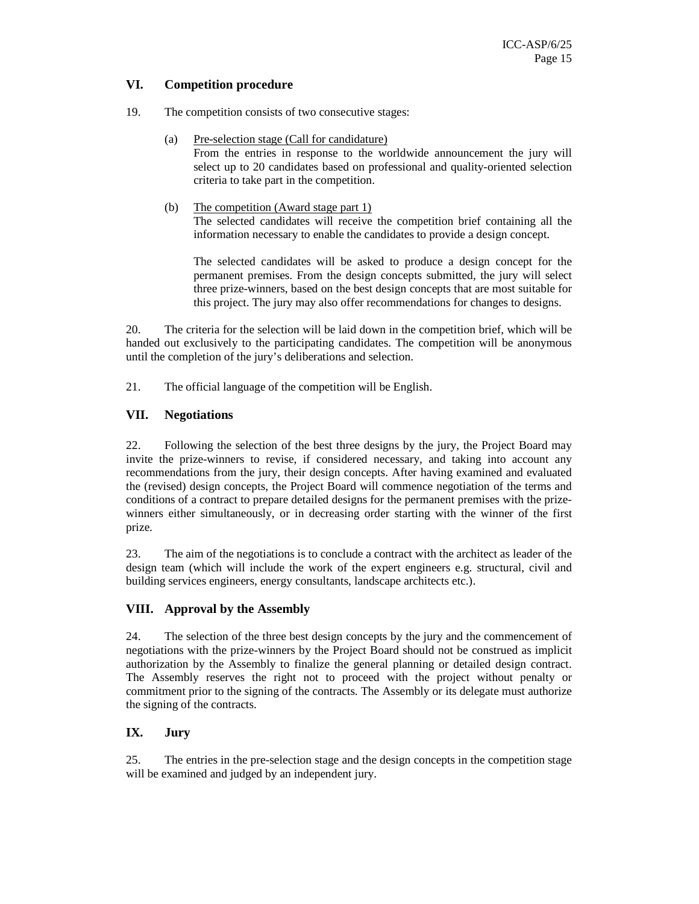## VI. Competition procedure

19. The competition consists of two consecutive stages:

(a) Pre-selection stage (Call for candidature)
From the entries in response to the worldwide announcement the jury will select up to 20 candidates based on professional and quality-oriented selection criteria to take part in the competition.

(b) The competition (Award stage part 1)
The selected candidates will receive the competition brief containing all the information necessary to enable the candidates to provide a design concept.

The selected candidates will be asked to produce a design concept for the permanent premises. From the design concepts submitted, the jury will select three prize-winners, based on the best design concepts that are most suitable for this project. The jury may also offer recommendations for changes to designs.

20. The criteria for the selection will be laid down in the competition brief, which will be handed out exclusively to the participating candidates. The competition will be anonymous until the completion of the jury's deliberations and selection.

21. The official language of the competition will be English.

## VII. Negotiations

22. Following the selection of the best three designs by the jury, the Project Board may invite the prize-winners to revise, if considered necessary, and taking into account any recommendations from the jury, their design concepts. After having examined and evaluated the (revised) design concepts, the Project Board will commence negotiation of the terms and conditions of a contract to prepare detailed designs for the permanent premises with the prize-winners either simultaneously, or in decreasing order starting with the winner of the first prize.

23. The aim of the negotiations is to conclude a contract with the architect as leader of the design team (which will include the work of the expert engineers e.g. structural, civil and building services engineers, energy consultants, landscape architects etc.).

## VIII. Approval by the Assembly

24. The selection of the three best design concepts by the jury and the commencement of negotiations with the prize-winners by the Project Board should not be construed as implicit authorization by the Assembly to finalize the general planning or detailed design contract. The Assembly reserves the right not to proceed with the project without penalty or commitment prior to the signing of the contracts. The Assembly or its delegate must authorize the signing of the contracts.

## IX. Jury

25. The entries in the pre-selection stage and the design concepts in the competition stage will be examined and judged by an independent jury.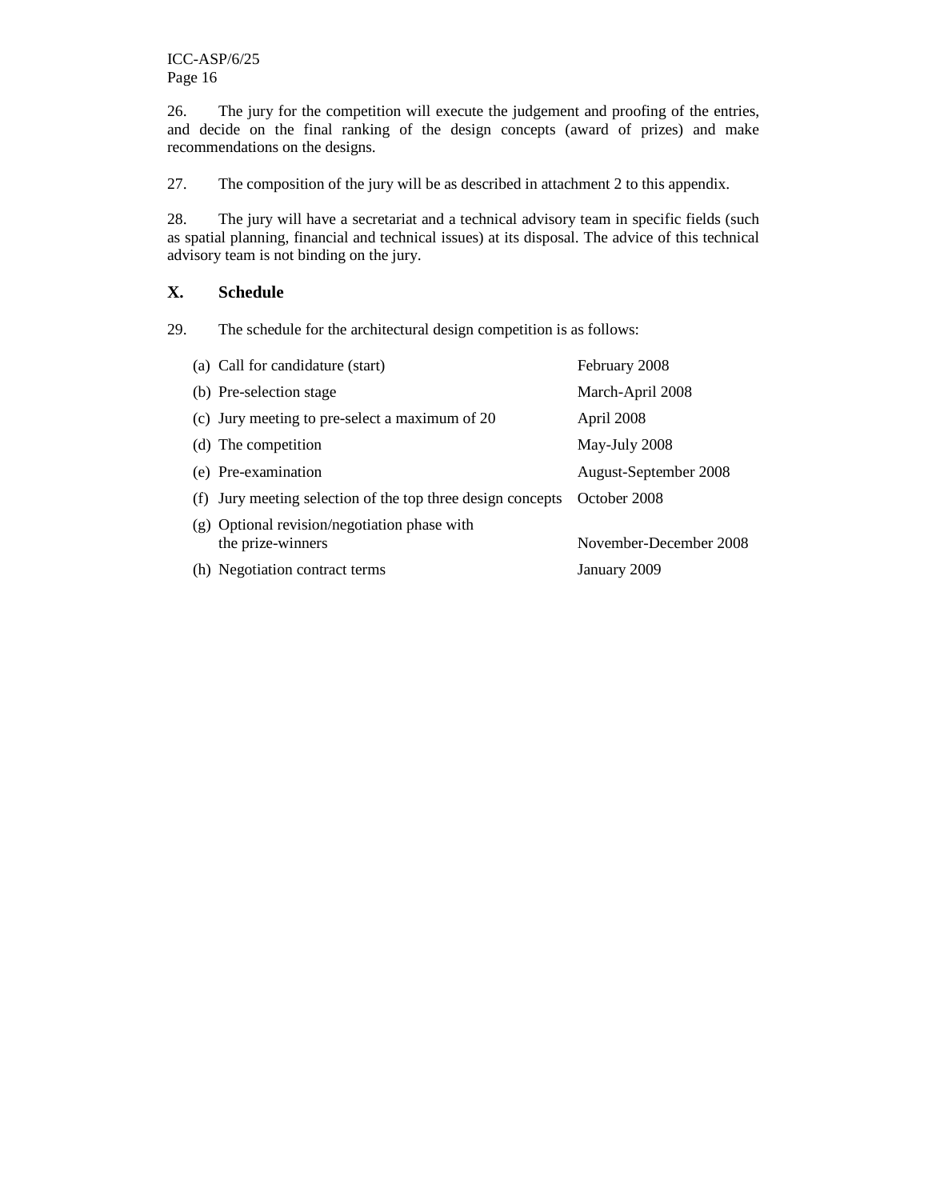26. The jury for the competition will execute the judgement and proofing of the entries, and decide on the final ranking of the design concepts (award of prizes) and make recommendations on the designs.

27. The composition of the jury will be as described in attachment 2 to this appendix.

28. The jury will have a secretariat and a technical advisory team in specific fields (such as spatial planning, financial and technical issues) at its disposal. The advice of this technical advisory team is not binding on the jury.

## X. Schedule

29. The schedule for the architectural design competition is as follows:

| | |
|---|---|
| (a) Call for candidature (start) | February 2008 |
| (b) Pre-selection stage | March-April 2008 |
| (c) Jury meeting to pre-select a maximum of 20 | April 2008 |
| (d) The competition | May-July 2008 |
| (e) Pre-examination | August-September 2008 |
| (f) Jury meeting selection of the top three design concepts | October 2008 |
| (g) Optional revision/negotiation phase with the prize-winners | November-December 2008 |
| (h) Negotiation contract terms | January 2009 |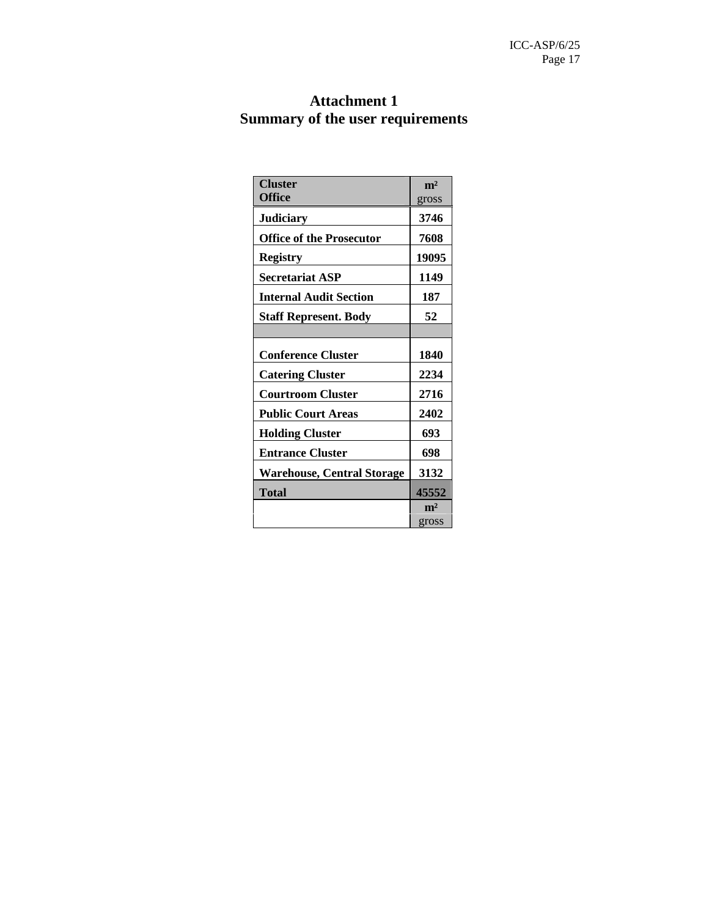# Attachment 1
# Summary of the user requirements

| Cluster<br>Office | m²<br>gross |
|---|---|
| **Judiciary** | **3746** |
| **Office of the Prosecutor** | **7608** |
| **Registry** | **19095** |
| **Secretariat ASP** | **1149** |
| **Internal Audit Section** | **187** |
| **Staff Represent. Body** | **52** |
| | |
| **Conference Cluster** | **1840** |
| **Catering Cluster** | **2234** |
| **Courtroom Cluster** | **2716** |
| **Public Court Areas** | **2402** |
| **Holding Cluster** | **693** |
| **Entrance Cluster** | **698** |
| **Warehouse, Central Storage** | **3132** |
| **Total** | **45552** |
| | m²<br>gross |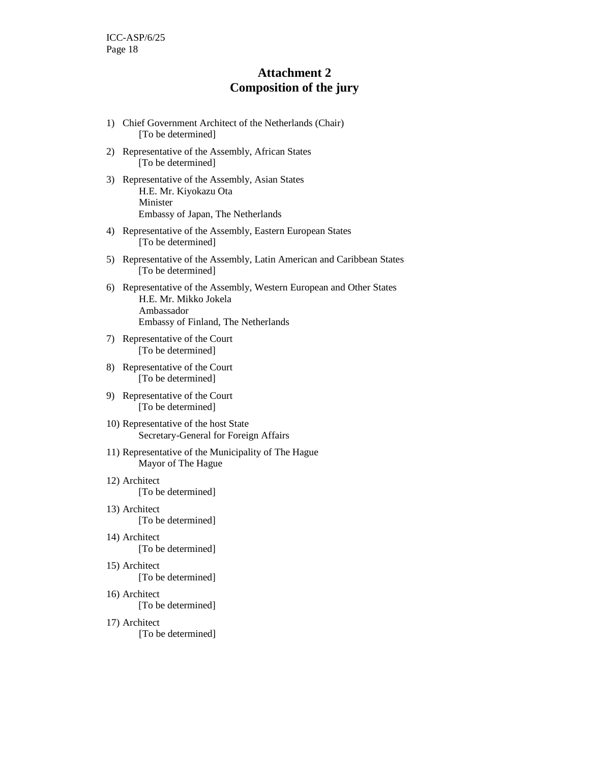# Attachment 2
# Composition of the jury

1) Chief Government Architect of the Netherlands (Chair)
   [To be determined]

2) Representative of the Assembly, African States
   [To be determined]

3) Representative of the Assembly, Asian States
   H.E. Mr. Kiyokazu Ota
   Minister
   Embassy of Japan, The Netherlands

4) Representative of the Assembly, Eastern European States
   [To be determined]

5) Representative of the Assembly, Latin American and Caribbean States
   [To be determined]

6) Representative of the Assembly, Western European and Other States
   H.E. Mr. Mikko Jokela
   Ambassador
   Embassy of Finland, The Netherlands

7) Representative of the Court
   [To be determined]

8) Representative of the Court
   [To be determined]

9) Representative of the Court
   [To be determined]

10) Representative of the host State
    Secretary-General for Foreign Affairs

11) Representative of the Municipality of The Hague
    Mayor of The Hague

12) Architect
    [To be determined]

13) Architect
    [To be determined]

14) Architect
    [To be determined]

15) Architect
    [To be determined]

16) Architect
    [To be determined]

17) Architect
    [To be determined]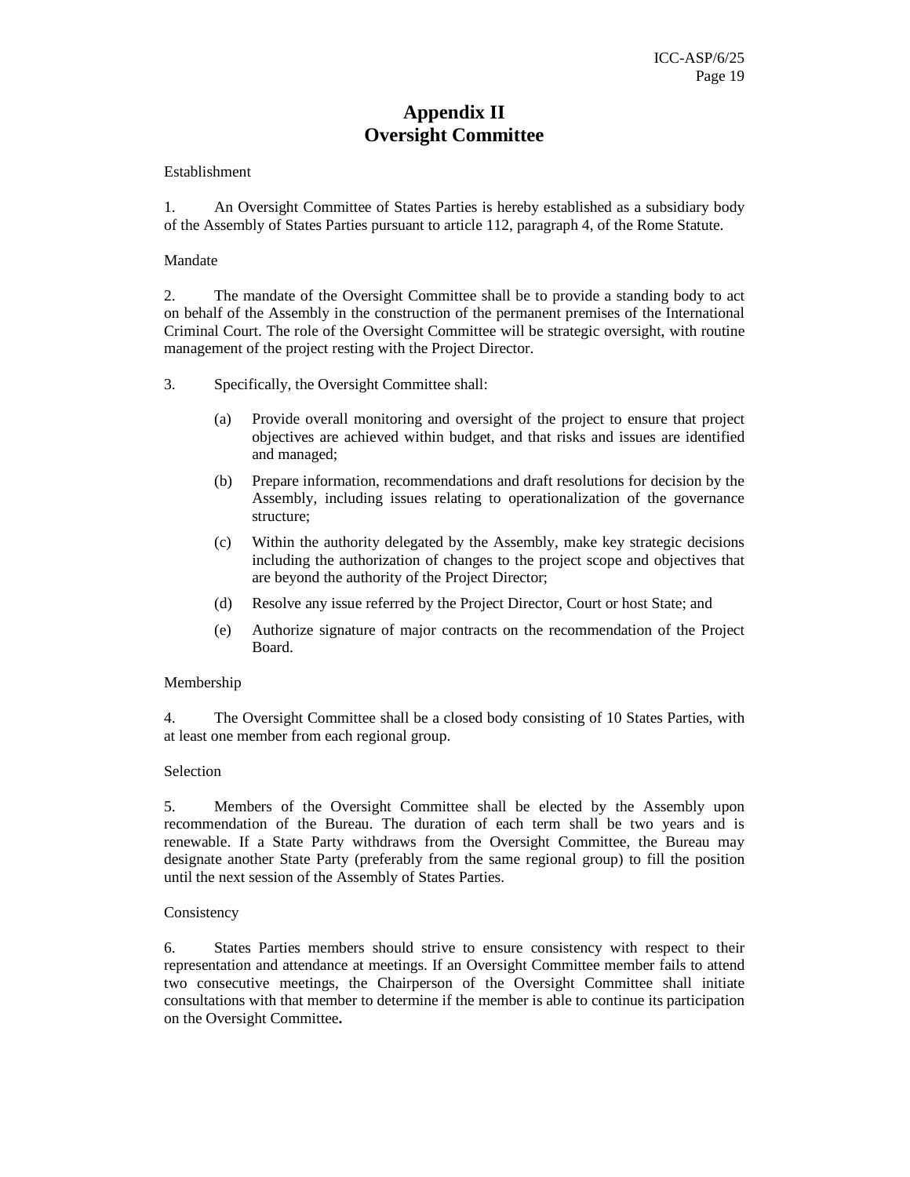# Appendix II
# Oversight Committee

Establishment

1. An Oversight Committee of States Parties is hereby established as a subsidiary body of the Assembly of States Parties pursuant to article 112, paragraph 4, of the Rome Statute.

Mandate

2. The mandate of the Oversight Committee shall be to provide a standing body to act on behalf of the Assembly in the construction of the permanent premises of the International Criminal Court. The role of the Oversight Committee will be strategic oversight, with routine management of the project resting with the Project Director.

3. Specifically, the Oversight Committee shall:

(a) Provide overall monitoring and oversight of the project to ensure that project objectives are achieved within budget, and that risks and issues are identified and managed;

(b) Prepare information, recommendations and draft resolutions for decision by the Assembly, including issues relating to operationalization of the governance structure;

(c) Within the authority delegated by the Assembly, make key strategic decisions including the authorization of changes to the project scope and objectives that are beyond the authority of the Project Director;

(d) Resolve any issue referred by the Project Director, Court or host State; and

(e) Authorize signature of major contracts on the recommendation of the Project Board.

Membership

4. The Oversight Committee shall be a closed body consisting of 10 States Parties, with at least one member from each regional group.

Selection

5. Members of the Oversight Committee shall be elected by the Assembly upon recommendation of the Bureau. The duration of each term shall be two years and is renewable. If a State Party withdraws from the Oversight Committee, the Bureau may designate another State Party (preferably from the same regional group) to fill the position until the next session of the Assembly of States Parties.

Consistency

6. States Parties members should strive to ensure consistency with respect to their representation and attendance at meetings. If an Oversight Committee member fails to attend two consecutive meetings, the Chairperson of the Oversight Committee shall initiate consultations with that member to determine if the member is able to continue its participation on the Oversight Committee.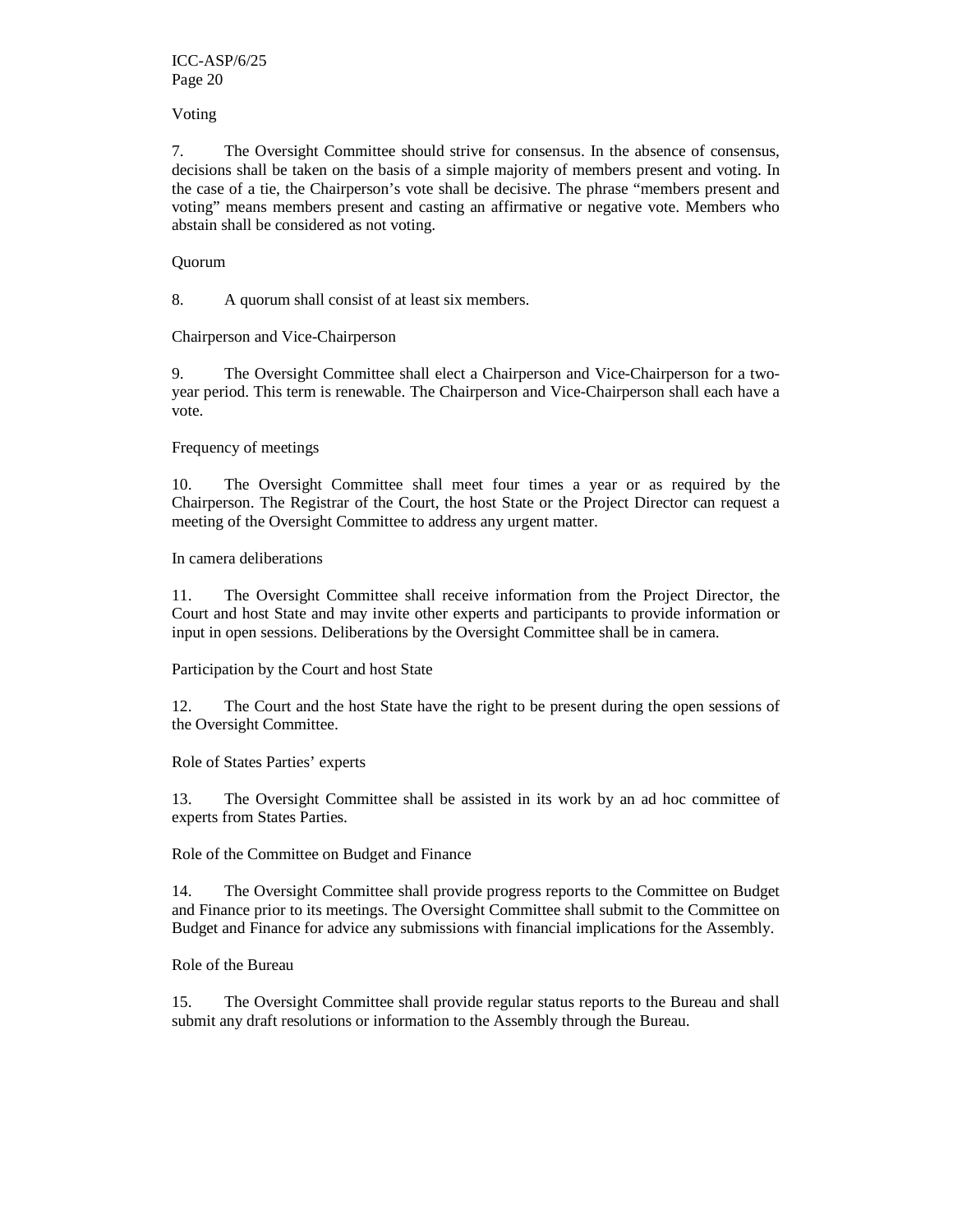Voting

7. The Oversight Committee should strive for consensus. In the absence of consensus, decisions shall be taken on the basis of a simple majority of members present and voting. In the case of a tie, the Chairperson's vote shall be decisive. The phrase "members present and voting" means members present and casting an affirmative or negative vote. Members who abstain shall be considered as not voting.

Quorum

8. A quorum shall consist of at least six members.

Chairperson and Vice-Chairperson

9. The Oversight Committee shall elect a Chairperson and Vice-Chairperson for a two-year period. This term is renewable. The Chairperson and Vice-Chairperson shall each have a vote.

Frequency of meetings

10. The Oversight Committee shall meet four times a year or as required by the Chairperson. The Registrar of the Court, the host State or the Project Director can request a meeting of the Oversight Committee to address any urgent matter.

In camera deliberations

11. The Oversight Committee shall receive information from the Project Director, the Court and host State and may invite other experts and participants to provide information or input in open sessions. Deliberations by the Oversight Committee shall be in camera.

Participation by the Court and host State

12. The Court and the host State have the right to be present during the open sessions of the Oversight Committee.

Role of States Parties' experts

13. The Oversight Committee shall be assisted in its work by an ad hoc committee of experts from States Parties.

Role of the Committee on Budget and Finance

14. The Oversight Committee shall provide progress reports to the Committee on Budget and Finance prior to its meetings. The Oversight Committee shall submit to the Committee on Budget and Finance for advice any submissions with financial implications for the Assembly.

Role of the Bureau

15. The Oversight Committee shall provide regular status reports to the Bureau and shall submit any draft resolutions or information to the Assembly through the Bureau.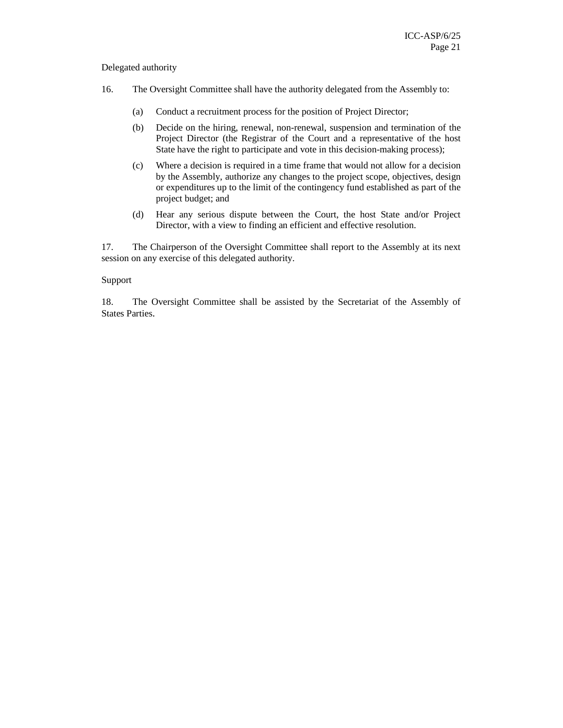Delegated authority

16. The Oversight Committee shall have the authority delegated from the Assembly to:

(a) Conduct a recruitment process for the position of Project Director;

(b) Decide on the hiring, renewal, non-renewal, suspension and termination of the Project Director (the Registrar of the Court and a representative of the host State have the right to participate and vote in this decision-making process);

(c) Where a decision is required in a time frame that would not allow for a decision by the Assembly, authorize any changes to the project scope, objectives, design or expenditures up to the limit of the contingency fund established as part of the project budget; and

(d) Hear any serious dispute between the Court, the host State and/or Project Director, with a view to finding an efficient and effective resolution.

17. The Chairperson of the Oversight Committee shall report to the Assembly at its next session on any exercise of this delegated authority.

Support

18. The Oversight Committee shall be assisted by the Secretariat of the Assembly of States Parties.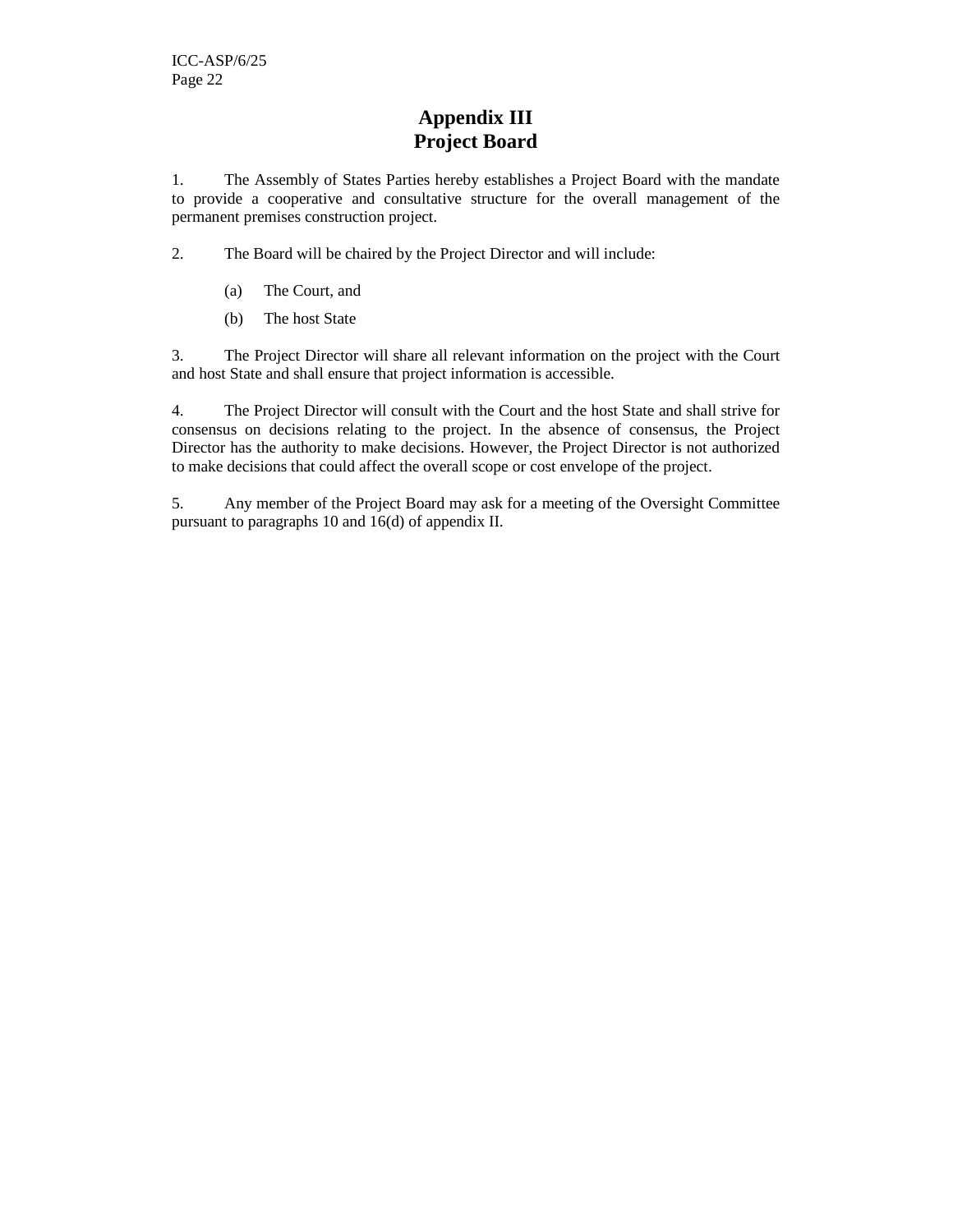# Appendix III
# Project Board

1. The Assembly of States Parties hereby establishes a Project Board with the mandate to provide a cooperative and consultative structure for the overall management of the permanent premises construction project.

2. The Board will be chaired by the Project Director and will include:

   (a) The Court, and

   (b) The host State

3. The Project Director will share all relevant information on the project with the Court and host State and shall ensure that project information is accessible.

4. The Project Director will consult with the Court and the host State and shall strive for consensus on decisions relating to the project. In the absence of consensus, the Project Director has the authority to make decisions. However, the Project Director is not authorized to make decisions that could affect the overall scope or cost envelope of the project.

5. Any member of the Project Board may ask for a meeting of the Oversight Committee pursuant to paragraphs 10 and 16(d) of appendix II.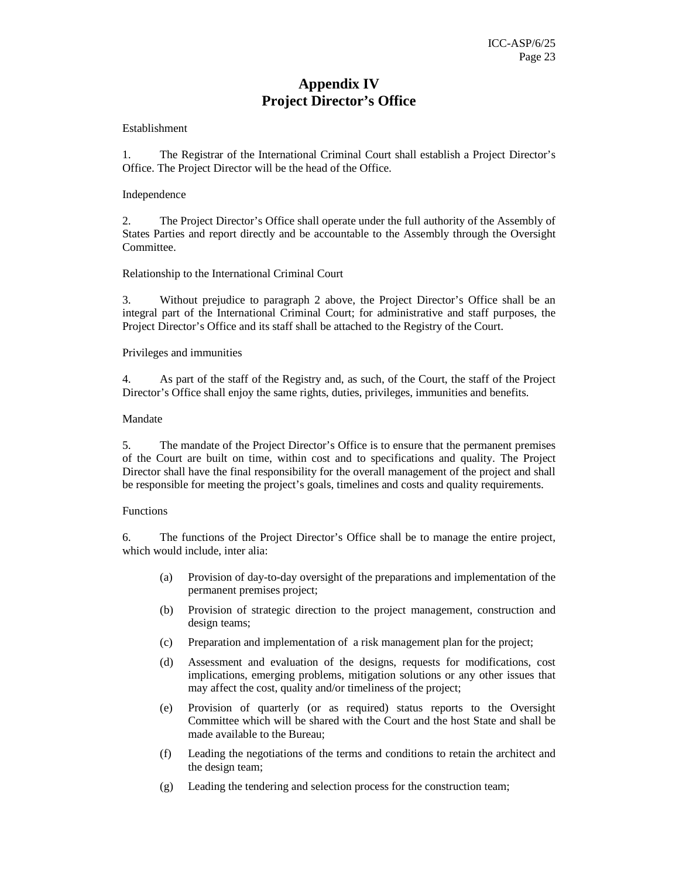# Appendix IV
# Project Director's Office

Establishment

1. The Registrar of the International Criminal Court shall establish a Project Director's Office. The Project Director will be the head of the Office.

Independence

2. The Project Director's Office shall operate under the full authority of the Assembly of States Parties and report directly and be accountable to the Assembly through the Oversight Committee.

Relationship to the International Criminal Court

3. Without prejudice to paragraph 2 above, the Project Director's Office shall be an integral part of the International Criminal Court; for administrative and staff purposes, the Project Director's Office and its staff shall be attached to the Registry of the Court.

Privileges and immunities

4. As part of the staff of the Registry and, as such, of the Court, the staff of the Project Director's Office shall enjoy the same rights, duties, privileges, immunities and benefits.

Mandate

5. The mandate of the Project Director's Office is to ensure that the permanent premises of the Court are built on time, within cost and to specifications and quality. The Project Director shall have the final responsibility for the overall management of the project and shall be responsible for meeting the project's goals, timelines and costs and quality requirements.

Functions

6. The functions of the Project Director's Office shall be to manage the entire project, which would include, inter alia:

(a) Provision of day-to-day oversight of the preparations and implementation of the permanent premises project;

(b) Provision of strategic direction to the project management, construction and design teams;

(c) Preparation and implementation of a risk management plan for the project;

(d) Assessment and evaluation of the designs, requests for modifications, cost implications, emerging problems, mitigation solutions or any other issues that may affect the cost, quality and/or timeliness of the project;

(e) Provision of quarterly (or as required) status reports to the Oversight Committee which will be shared with the Court and the host State and shall be made available to the Bureau;

(f) Leading the negotiations of the terms and conditions to retain the architect and the design team;

(g) Leading the tendering and selection process for the construction team;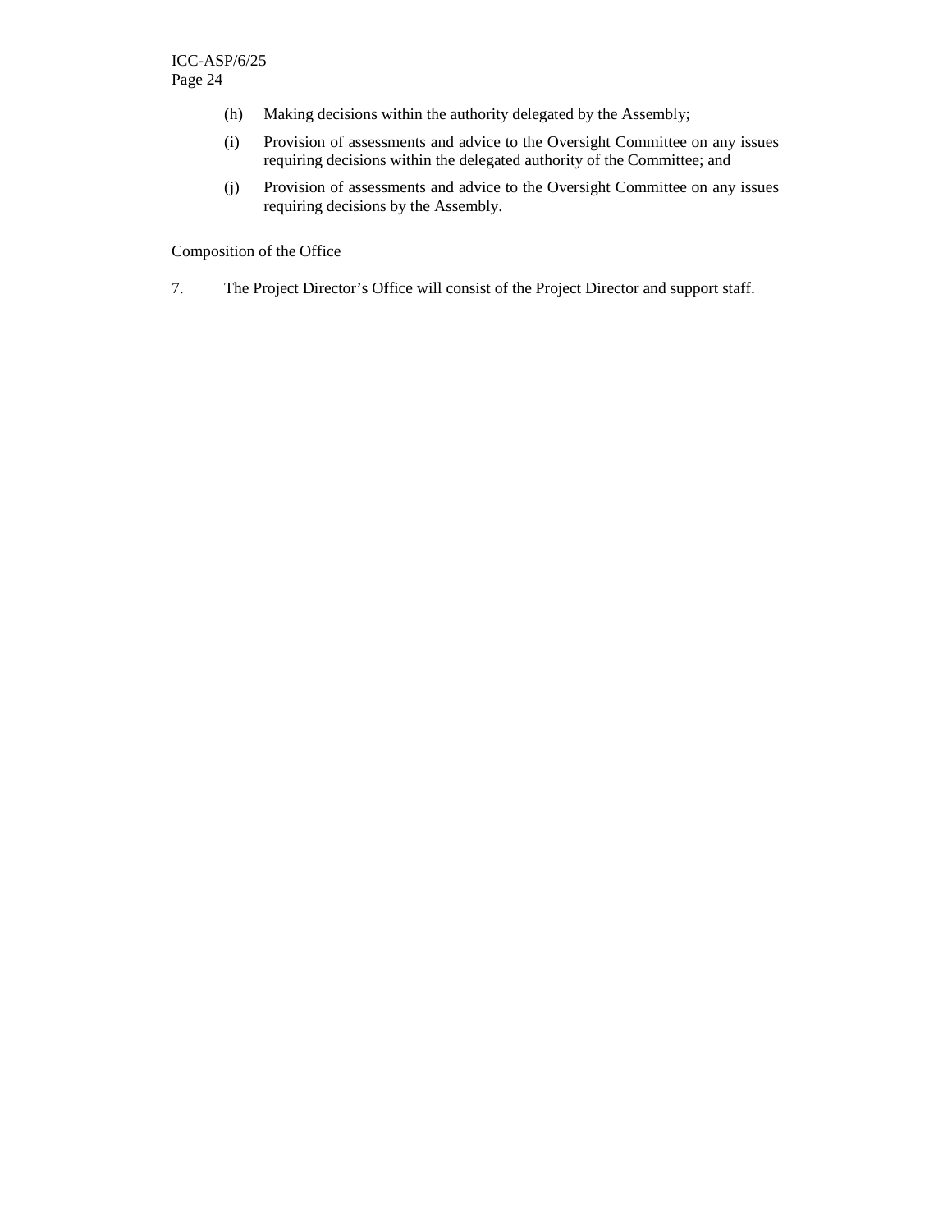(h) Making decisions within the authority delegated by the Assembly;

(i) Provision of assessments and advice to the Oversight Committee on any issues requiring decisions within the delegated authority of the Committee; and

(j) Provision of assessments and advice to the Oversight Committee on any issues requiring decisions by the Assembly.

Composition of the Office

7. The Project Director's Office will consist of the Project Director and support staff.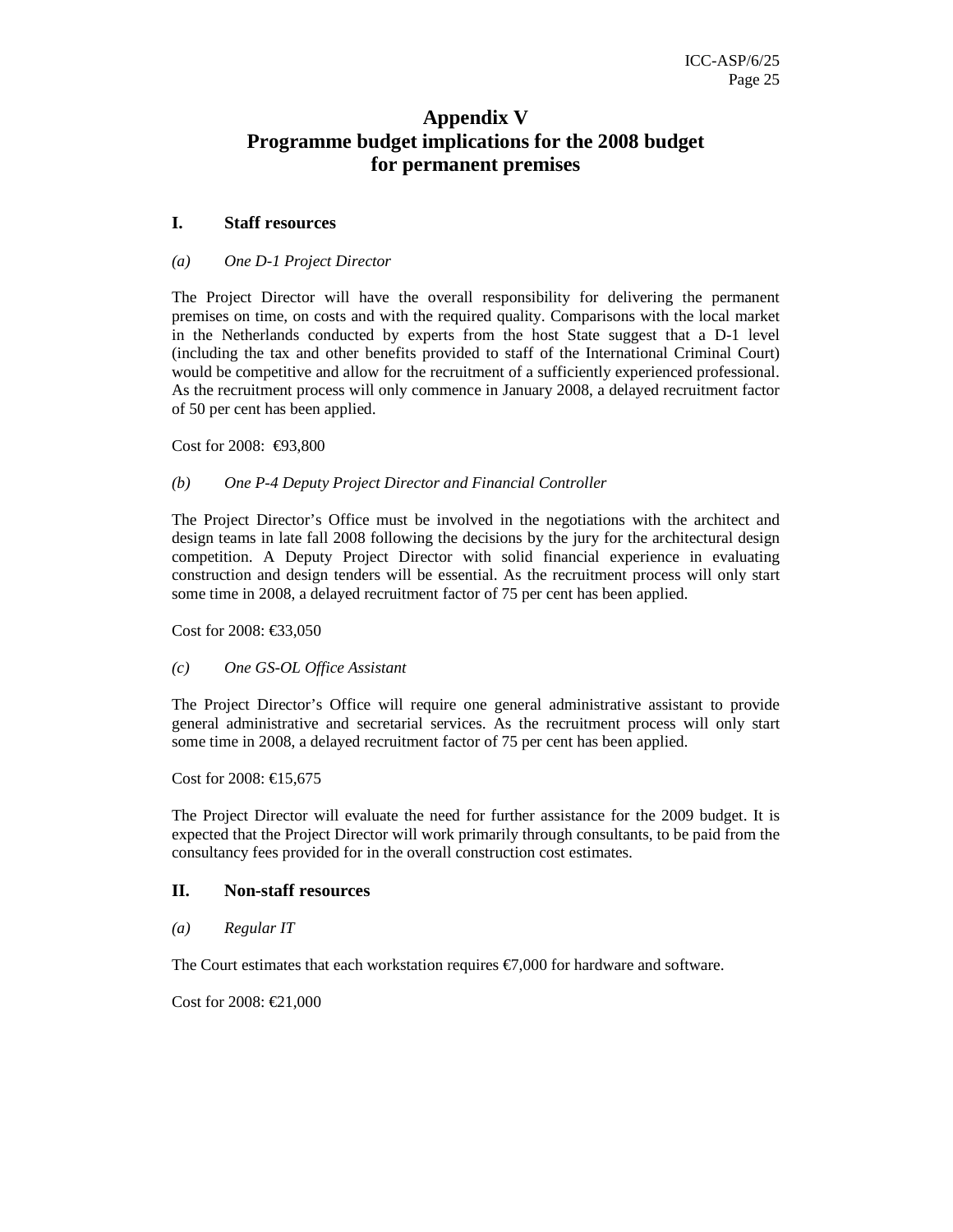# Appendix V
# Programme budget implications for the 2008 budget for permanent premises

## I. Staff resources

*(a) One D-1 Project Director*

The Project Director will have the overall responsibility for delivering the permanent premises on time, on costs and with the required quality. Comparisons with the local market in the Netherlands conducted by experts from the host State suggest that a D-1 level (including the tax and other benefits provided to staff of the International Criminal Court) would be competitive and allow for the recruitment of a sufficiently experienced professional. As the recruitment process will only commence in January 2008, a delayed recruitment factor of 50 per cent has been applied.

Cost for 2008: €93,800

*(b) One P-4 Deputy Project Director and Financial Controller*

The Project Director's Office must be involved in the negotiations with the architect and design teams in late fall 2008 following the decisions by the jury for the architectural design competition. A Deputy Project Director with solid financial experience in evaluating construction and design tenders will be essential. As the recruitment process will only start some time in 2008, a delayed recruitment factor of 75 per cent has been applied.

Cost for 2008: €33,050

*(c) One GS-OL Office Assistant*

The Project Director's Office will require one general administrative assistant to provide general administrative and secretarial services. As the recruitment process will only start some time in 2008, a delayed recruitment factor of 75 per cent has been applied.

Cost for 2008: €15,675

The Project Director will evaluate the need for further assistance for the 2009 budget. It is expected that the Project Director will work primarily through consultants, to be paid from the consultancy fees provided for in the overall construction cost estimates.

## II. Non-staff resources

*(a) Regular IT*

The Court estimates that each workstation requires €7,000 for hardware and software.

Cost for 2008: €21,000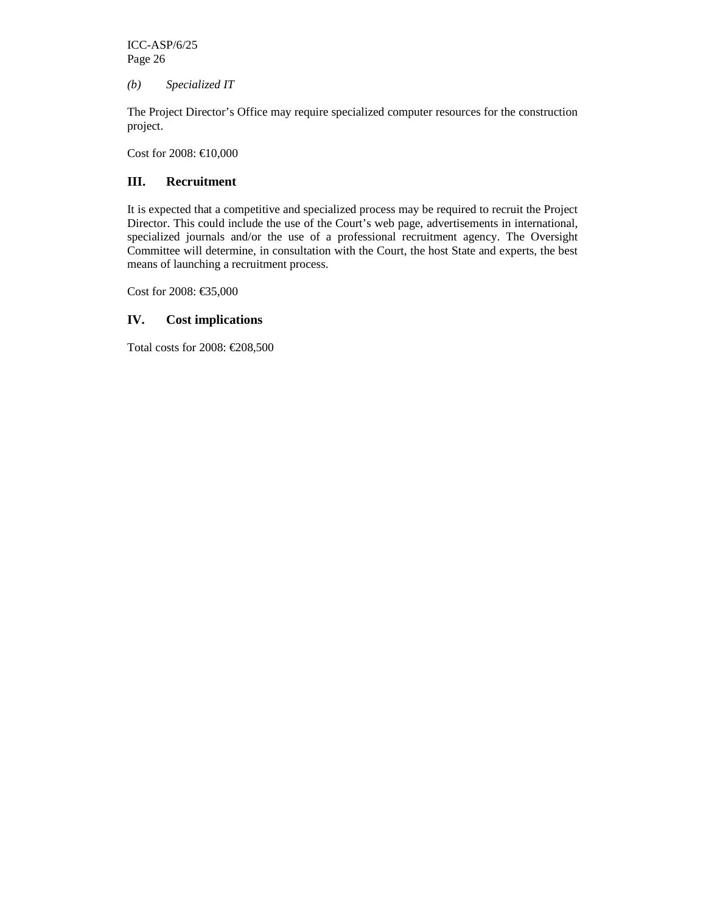*(b) Specialized IT*

The Project Director's Office may require specialized computer resources for the construction project.

Cost for 2008: €10,000

## III. Recruitment

It is expected that a competitive and specialized process may be required to recruit the Project Director. This could include the use of the Court's web page, advertisements in international, specialized journals and/or the use of a professional recruitment agency. The Oversight Committee will determine, in consultation with the Court, the host State and experts, the best means of launching a recruitment process.

Cost for 2008: €35,000

## IV. Cost implications

Total costs for 2008: €208,500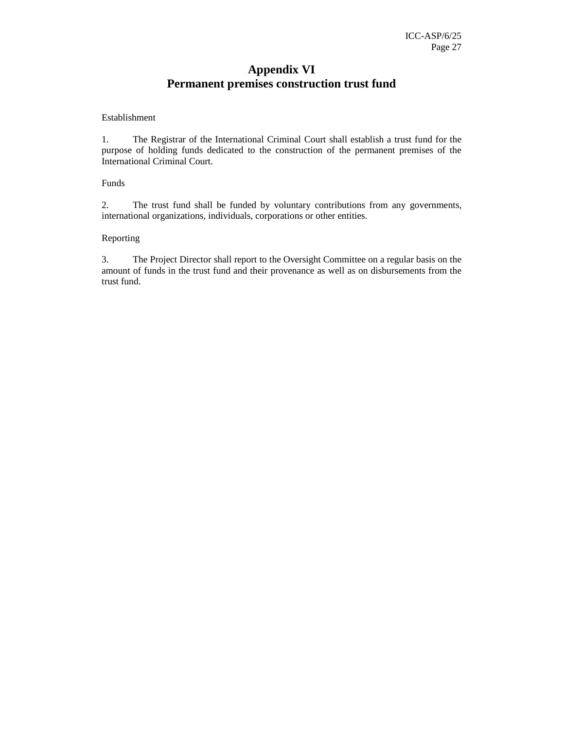# Appendix VI
# Permanent premises construction trust fund

Establishment

1. The Registrar of the International Criminal Court shall establish a trust fund for the purpose of holding funds dedicated to the construction of the permanent premises of the International Criminal Court.

Funds

2. The trust fund shall be funded by voluntary contributions from any governments, international organizations, individuals, corporations or other entities.

Reporting

3. The Project Director shall report to the Oversight Committee on a regular basis on the amount of funds in the trust fund and their provenance as well as on disbursements from the trust fund.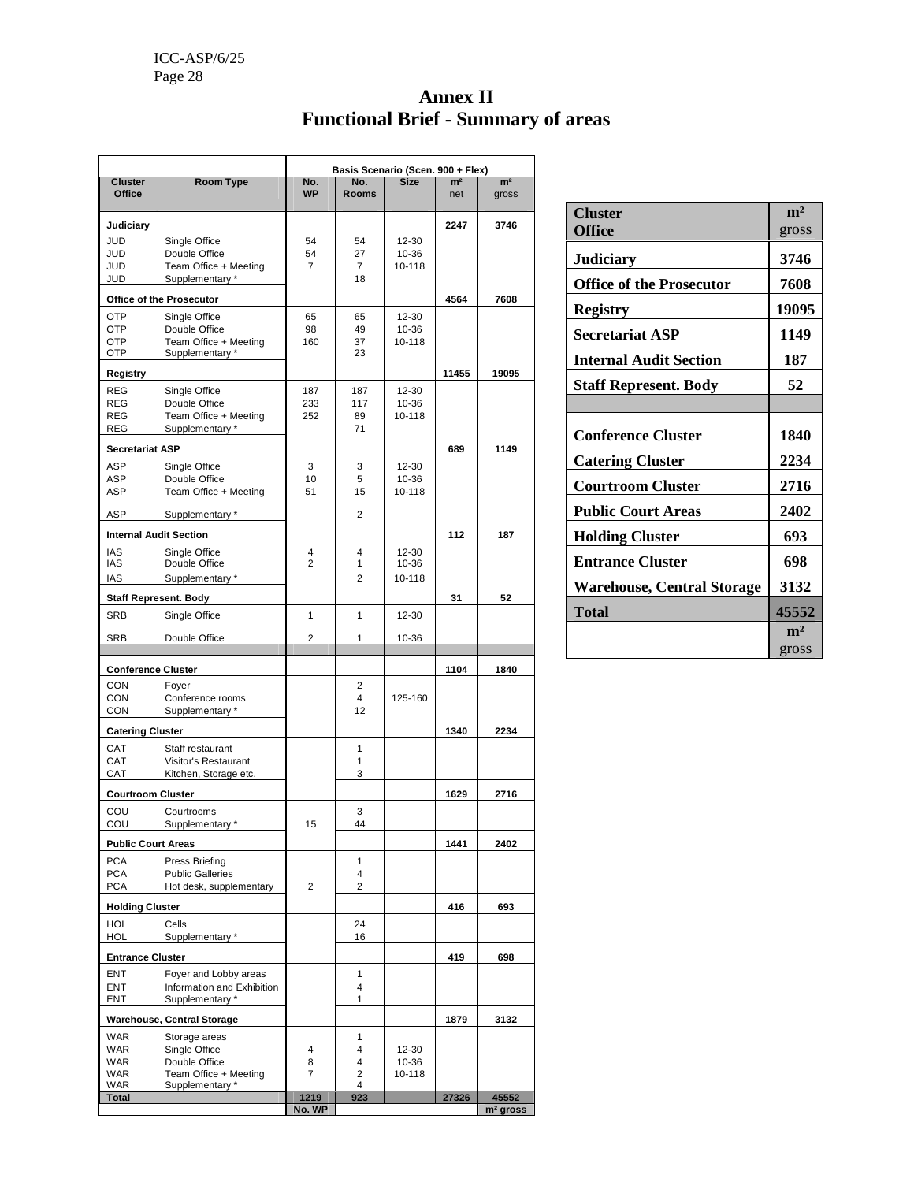# Annex II
## Functional Brief - Summary of areas

| Cluster Office | Room Type | No. WP | No. Rooms | Size | m² net | m² gross |
|---|---|---|---|---|---|---|
| | | Basis Scenario (Scen. 900 + Flex) | | | | |
| **Judiciary** | | | | | **2247** | **3746** |
| JUD | Single Office | 54 | 54 | 12-30 | | |
| JUD | Double Office | 54 | 27 | 10-36 | | |
| JUD | Team Office + Meeting | 7 | 7 | 10-118 | | |
| JUD | Supplementary * | | 18 | | | |
| **Office of the Prosecutor** | | | | | **4564** | **7608** |
| OTP | Single Office | 65 | 65 | 12-30 | | |
| OTP | Double Office | 98 | 49 | 10-36 | | |
| OTP | Team Office + Meeting | 160 | 37 | 10-118 | | |
| OTP | Supplementary * | | 23 | | | |
| **Registry** | | | | | **11455** | **19095** |
| REG | Single Office | 187 | 187 | 12-30 | | |
| REG | Double Office | 233 | 117 | 10-36 | | |
| REG | Team Office + Meeting | 252 | 89 | 10-118 | | |
| REG | Supplementary * | | 71 | | | |
| **Secretariat ASP** | | | | | **689** | **1149** |
| ASP | Single Office | 3 | 3 | 12-30 | | |
| ASP | Double Office | 10 | 5 | 10-36 | | |
| ASP | Team Office + Meeting | 51 | 15 | 10-118 | | |
| ASP | Supplementary * | | 2 | | | |
| **Internal Audit Section** | | | | | **112** | **187** |
| IAS | Single Office | 4 | 4 | 12-30 | | |
| IAS | Double Office | 2 | 1 | 10-36 | | |
| IAS | Supplementary * | | 2 | 10-118 | | |
| **Staff Represent. Body** | | | | | **31** | **52** |
| SRB | Single Office | 1 | 1 | 12-30 | | |
| SRB | Double Office | 2 | 1 | 10-36 | | |
| | | | | | | |
| **Conference Cluster** | | | | | **1104** | **1840** |
| CON | Foyer | | 2 | | | |
| CON | Conference rooms | | 4 | 125-160 | | |
| CON | Supplementary * | | 12 | | | |
| **Catering Cluster** | | | | | **1340** | **2234** |
| CAT | Staff restaurant | | 1 | | | |
| CAT | Visitor's Restaurant | | 1 | | | |
| CAT | Kitchen, Storage etc. | | 3 | | | |
| **Courtroom Cluster** | | | | | **1629** | **2716** |
| COU | Courtrooms | | 3 | | | |
| COU | Supplementary * | 15 | 44 | | | |
| **Public Court Areas** | | | | | **1441** | **2402** |
| PCA | Press Briefing | | 1 | | | |
| PCA | Public Galleries | | 4 | | | |
| PCA | Hot desk, supplementary | 2 | 2 | | | |
| **Holding Cluster** | | | | | **416** | **693** |
| HOL | Cells | | 24 | | | |
| HOL | Supplementary * | | 16 | | | |
| **Entrance Cluster** | | | | | **419** | **698** |
| ENT | Foyer and Lobby areas | | 1 | | | |
| ENT | Information and Exhibition | | 4 | | | |
| ENT | Supplementary * | | 1 | | | |
| **Warehouse, Central Storage** | | | | | **1879** | **3132** |
| WAR | Storage areas | | 1 | | | |
| WAR | Single Office | 4 | 4 | 12-30 | | |
| WAR | Double Office | 8 | 4 | 10-36 | | |
| WAR | Team Office + Meeting | 7 | 2 | 10-118 | | |
| WAR | Supplementary * | | 4 | | | |
| **Total** | | **1219** | **923** | | **27326** | **45552** |
| | | No. WP | | | | m² gross |

| Cluster Office | m² gross |
|---|---|
| **Judiciary** | **3746** |
| **Office of the Prosecutor** | **7608** |
| **Registry** | **19095** |
| **Secretariat ASP** | **1149** |
| **Internal Audit Section** | **187** |
| **Staff Represent. Body** | **52** |
| | |
| **Conference Cluster** | **1840** |
| **Catering Cluster** | **2234** |
| **Courtroom Cluster** | **2716** |
| **Public Court Areas** | **2402** |
| **Holding Cluster** | **693** |
| **Entrance Cluster** | **698** |
| **Warehouse, Central Storage** | **3132** |
| **Total** | **45552** |
| | m² gross |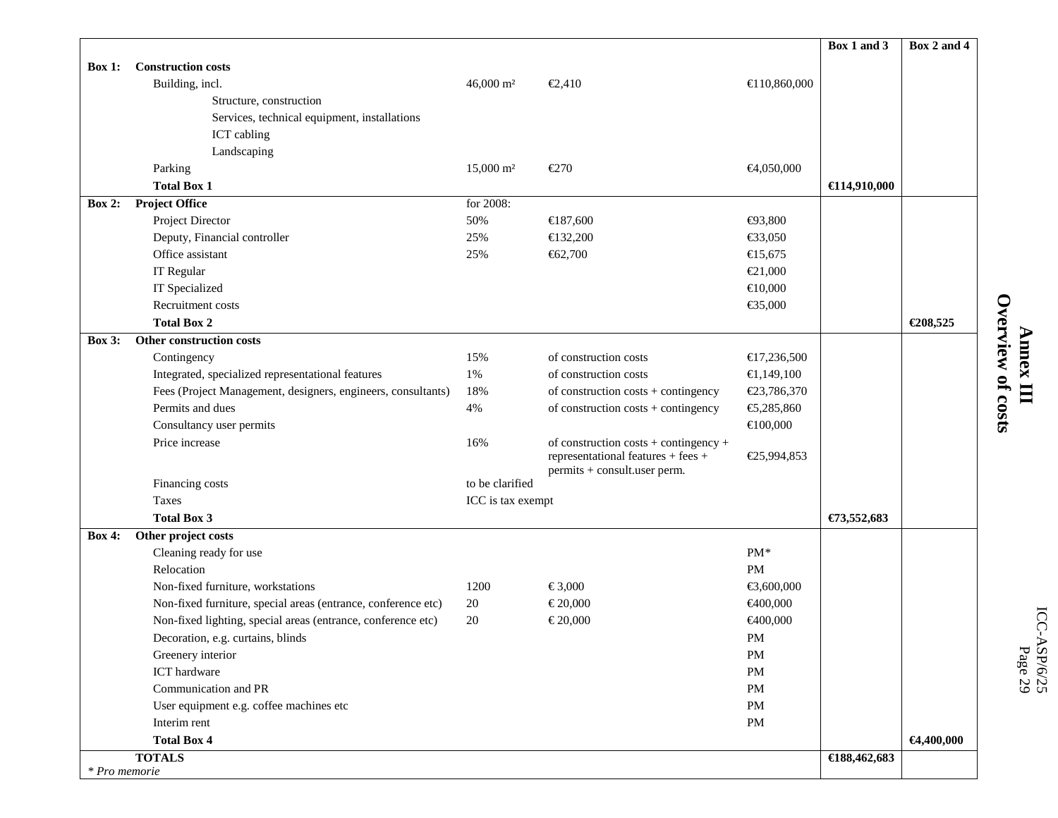# Annex III
## Overview of costs

| | | | | | Box 1 and 3 | Box 2 and 4 |
|---|---|---|---|---|---|---|
| **Box 1:** | **Construction costs** | | | | | |
| | Building, incl. | 46,000 m² | €2,410 | €110,860,000 | | |
| | Structure, construction | | | | | |
| | Services, technical equipment, installations | | | | | |
| | ICT cabling | | | | | |
| | Landscaping | | | | | |
| | Parking | 15,000 m² | €270 | €4,050,000 | | |
| | **Total Box 1** | | | | **€114,910,000** | |
| **Box 2:** | **Project Office** | for 2008: | | | | |
| | Project Director | 50% | €187,600 | €93,800 | | |
| | Deputy, Financial controller | 25% | €132,200 | €33,050 | | |
| | Office assistant | 25% | €62,700 | €15,675 | | |
| | IT Regular | | | €21,000 | | |
| | IT Specialized | | | €10,000 | | |
| | Recruitment costs | | | €35,000 | | |
| | **Total Box 2** | | | | | **€208,525** |
| **Box 3:** | **Other construction costs** | | | | | |
| | Contingency | 15% | of construction costs | €17,236,500 | | |
| | Integrated, specialized representational features | 1% | of construction costs | €1,149,100 | | |
| | Fees (Project Management, designers, engineers, consultants) | 18% | of construction costs + contingency | €23,786,370 | | |
| | Permits and dues | 4% | of construction costs + contingency | €5,285,860 | | |
| | Consultancy user permits | | | €100,000 | | |
| | Price increase | 16% | of construction costs + contingency + representational features + fees + permits + consult.user perm. | €25,994,853 | | |
| | Financing costs | to be clarified | | | | |
| | Taxes | ICC is tax exempt | | | | |
| | **Total Box 3** | | | | **€73,552,683** | |
| **Box 4:** | **Other project costs** | | | | | |
| | Cleaning ready for use | | | PM* | | |
| | Relocation | | | PM | | |
| | Non-fixed furniture, workstations | 1200 | € 3,000 | €3,600,000 | | |
| | Non-fixed furniture, special areas (entrance, conference etc) | 20 | € 20,000 | €400,000 | | |
| | Non-fixed lighting, special areas (entrance, conference etc) | 20 | € 20,000 | €400,000 | | |
| | Decoration, e.g. curtains, blinds | | | PM | | |
| | Greenery interior | | | PM | | |
| | ICT hardware | | | PM | | |
| | Communication and PR | | | PM | | |
| | User equipment e.g. coffee machines etc | | | PM | | |
| | Interim rent | | | PM | | |
| | **Total Box 4** | | | | | **€4,400,000** |
| | **TOTALS** | | | | **€188,462,683** | |

*\* Pro memorie*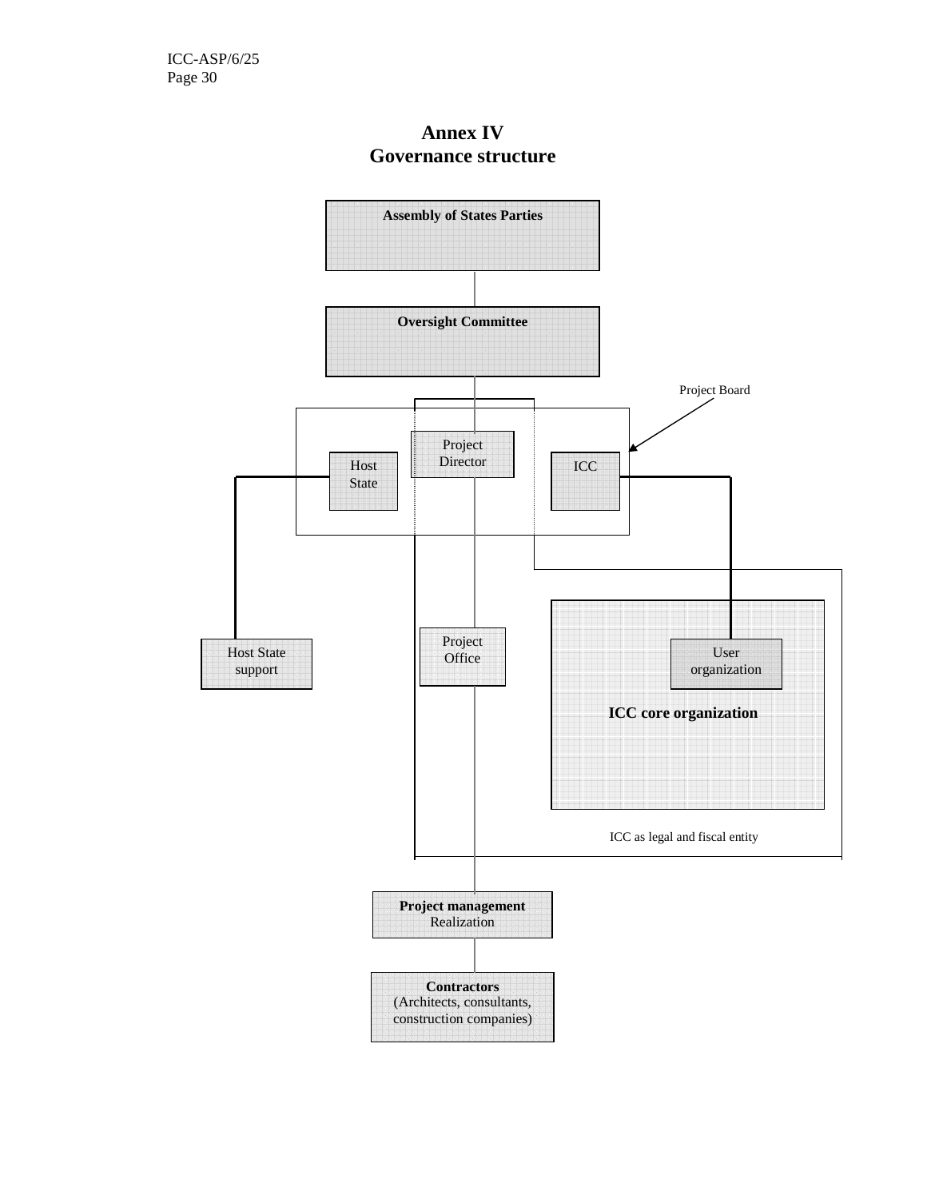# Annex IV
# Governance structure

Assembly of States Parties

Oversight Committee

Project Board

Project Director

Host State

ICC

Host State support

Project Office

User organization

ICC core organization

ICC as legal and fiscal entity

Project management
Realization

Contractors
(Architects, consultants, construction companies)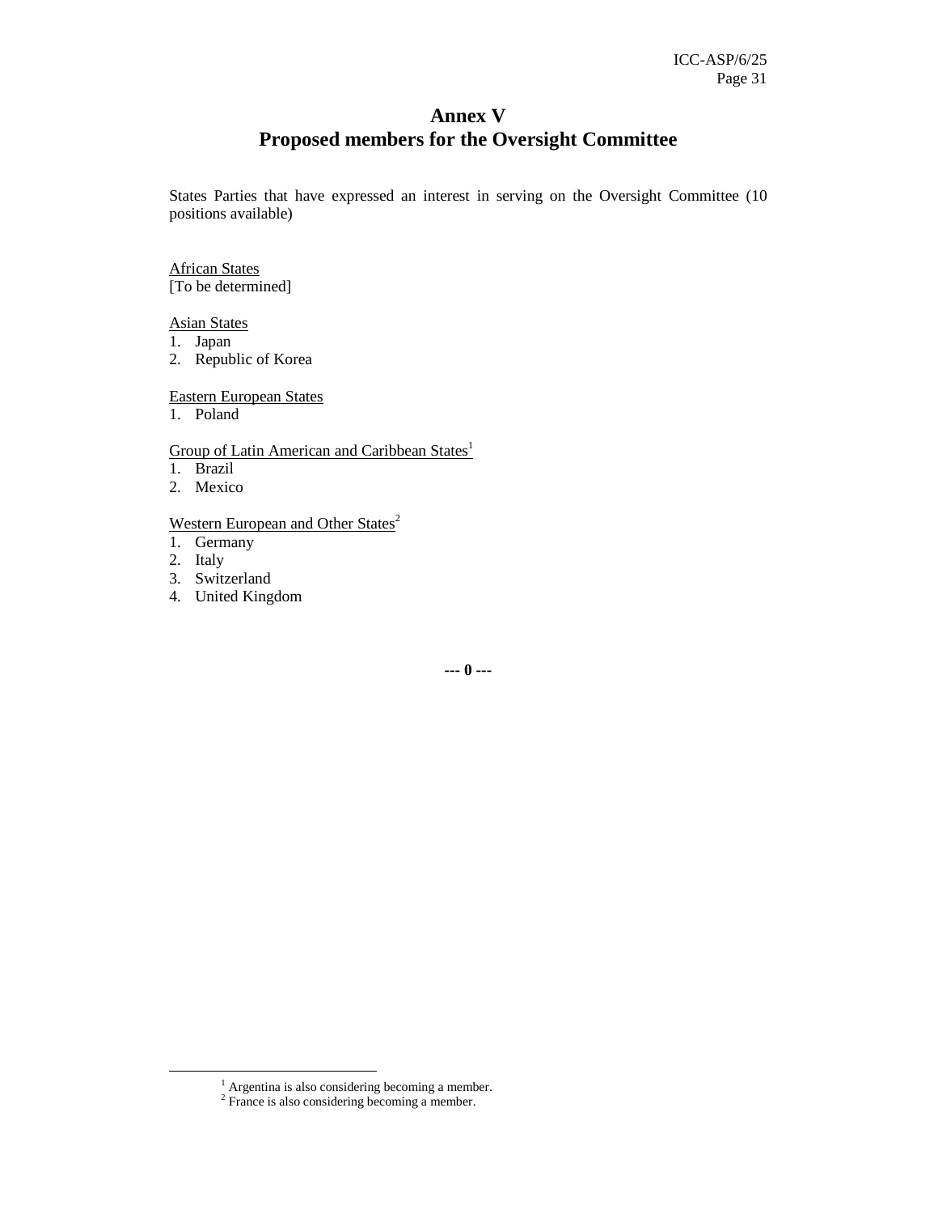# Annex V
# Proposed members for the Oversight Committee

States Parties that have expressed an interest in serving on the Oversight Committee (10 positions available)

African States
[To be determined]

Asian States
1. Japan
2. Republic of Korea

Eastern European States
1. Poland

Group of Latin American and Caribbean States[1]
1. Brazil
2. Mexico

Western European and Other States[2]
1. Germany
2. Italy
3. Switzerland
4. United Kingdom

**--- 0 ---**

[1] Argentina is also considering becoming a member.
[2] France is also considering becoming a member.